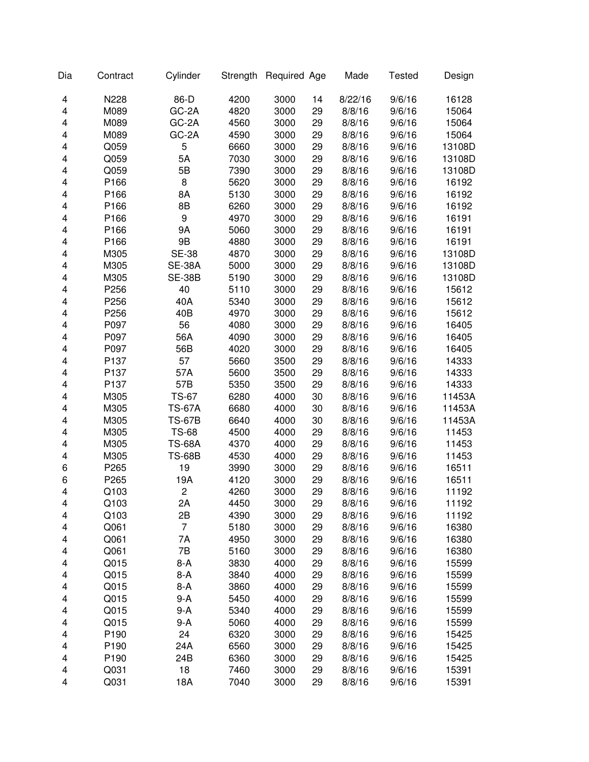| Dia | Contract | Cylinder | Strength | Required | Age | Made | Tested | Design |
|---|---|---|---|---|---|---|---|---|
| 4 | N228 | 86-D | 4200 | 3000 | 14 | 8/22/16 | 9/6/16 | 16128 |
| 4 | M089 | GC-2A | 4820 | 3000 | 29 | 8/8/16 | 9/6/16 | 15064 |
| 4 | M089 | GC-2A | 4560 | 3000 | 29 | 8/8/16 | 9/6/16 | 15064 |
| 4 | M089 | GC-2A | 4590 | 3000 | 29 | 8/8/16 | 9/6/16 | 15064 |
| 4 | Q059 | 5 | 6660 | 3000 | 29 | 8/8/16 | 9/6/16 | 13108D |
| 4 | Q059 | 5A | 7030 | 3000 | 29 | 8/8/16 | 9/6/16 | 13108D |
| 4 | Q059 | 5B | 7390 | 3000 | 29 | 8/8/16 | 9/6/16 | 13108D |
| 4 | P166 | 8 | 5620 | 3000 | 29 | 8/8/16 | 9/6/16 | 16192 |
| 4 | P166 | 8A | 5130 | 3000 | 29 | 8/8/16 | 9/6/16 | 16192 |
| 4 | P166 | 8B | 6260 | 3000 | 29 | 8/8/16 | 9/6/16 | 16192 |
| 4 | P166 | 9 | 4970 | 3000 | 29 | 8/8/16 | 9/6/16 | 16191 |
| 4 | P166 | 9A | 5060 | 3000 | 29 | 8/8/16 | 9/6/16 | 16191 |
| 4 | P166 | 9B | 4880 | 3000 | 29 | 8/8/16 | 9/6/16 | 16191 |
| 4 | M305 | SE-38 | 4870 | 3000 | 29 | 8/8/16 | 9/6/16 | 13108D |
| 4 | M305 | SE-38A | 5000 | 3000 | 29 | 8/8/16 | 9/6/16 | 13108D |
| 4 | M305 | SE-38B | 5190 | 3000 | 29 | 8/8/16 | 9/6/16 | 13108D |
| 4 | P256 | 40 | 5110 | 3000 | 29 | 8/8/16 | 9/6/16 | 15612 |
| 4 | P256 | 40A | 5340 | 3000 | 29 | 8/8/16 | 9/6/16 | 15612 |
| 4 | P256 | 40B | 4970 | 3000 | 29 | 8/8/16 | 9/6/16 | 15612 |
| 4 | P097 | 56 | 4080 | 3000 | 29 | 8/8/16 | 9/6/16 | 16405 |
| 4 | P097 | 56A | 4090 | 3000 | 29 | 8/8/16 | 9/6/16 | 16405 |
| 4 | P097 | 56B | 4020 | 3000 | 29 | 8/8/16 | 9/6/16 | 16405 |
| 4 | P137 | 57 | 5660 | 3500 | 29 | 8/8/16 | 9/6/16 | 14333 |
| 4 | P137 | 57A | 5600 | 3500 | 29 | 8/8/16 | 9/6/16 | 14333 |
| 4 | P137 | 57B | 5350 | 3500 | 29 | 8/8/16 | 9/6/16 | 14333 |
| 4 | M305 | TS-67 | 6280 | 4000 | 30 | 8/8/16 | 9/6/16 | 11453A |
| 4 | M305 | TS-67A | 6680 | 4000 | 30 | 8/8/16 | 9/6/16 | 11453A |
| 4 | M305 | TS-67B | 6640 | 4000 | 30 | 8/8/16 | 9/6/16 | 11453A |
| 4 | M305 | TS-68 | 4500 | 4000 | 29 | 8/8/16 | 9/6/16 | 11453 |
| 4 | M305 | TS-68A | 4370 | 4000 | 29 | 8/8/16 | 9/6/16 | 11453 |
| 4 | M305 | TS-68B | 4530 | 4000 | 29 | 8/8/16 | 9/6/16 | 11453 |
| 6 | P265 | 19 | 3990 | 3000 | 29 | 8/8/16 | 9/6/16 | 16511 |
| 6 | P265 | 19A | 4120 | 3000 | 29 | 8/8/16 | 9/6/16 | 16511 |
| 4 | Q103 | 2 | 4260 | 3000 | 29 | 8/8/16 | 9/6/16 | 11192 |
| 4 | Q103 | 2A | 4450 | 3000 | 29 | 8/8/16 | 9/6/16 | 11192 |
| 4 | Q103 | 2B | 4390 | 3000 | 29 | 8/8/16 | 9/6/16 | 11192 |
| 4 | Q061 | 7 | 5180 | 3000 | 29 | 8/8/16 | 9/6/16 | 16380 |
| 4 | Q061 | 7A | 4950 | 3000 | 29 | 8/8/16 | 9/6/16 | 16380 |
| 4 | Q061 | 7B | 5160 | 3000 | 29 | 8/8/16 | 9/6/16 | 16380 |
| 4 | Q015 | 8-A | 3830 | 4000 | 29 | 8/8/16 | 9/6/16 | 15599 |
| 4 | Q015 | 8-A | 3840 | 4000 | 29 | 8/8/16 | 9/6/16 | 15599 |
| 4 | Q015 | 8-A | 3860 | 4000 | 29 | 8/8/16 | 9/6/16 | 15599 |
| 4 | Q015 | 9-A | 5450 | 4000 | 29 | 8/8/16 | 9/6/16 | 15599 |
| 4 | Q015 | 9-A | 5340 | 4000 | 29 | 8/8/16 | 9/6/16 | 15599 |
| 4 | Q015 | 9-A | 5060 | 4000 | 29 | 8/8/16 | 9/6/16 | 15599 |
| 4 | P190 | 24 | 6320 | 3000 | 29 | 8/8/16 | 9/6/16 | 15425 |
| 4 | P190 | 24A | 6560 | 3000 | 29 | 8/8/16 | 9/6/16 | 15425 |
| 4 | P190 | 24B | 6360 | 3000 | 29 | 8/8/16 | 9/6/16 | 15425 |
| 4 | Q031 | 18 | 7460 | 3000 | 29 | 8/8/16 | 9/6/16 | 15391 |
| 4 | Q031 | 18A | 7040 | 3000 | 29 | 8/8/16 | 9/6/16 | 15391 |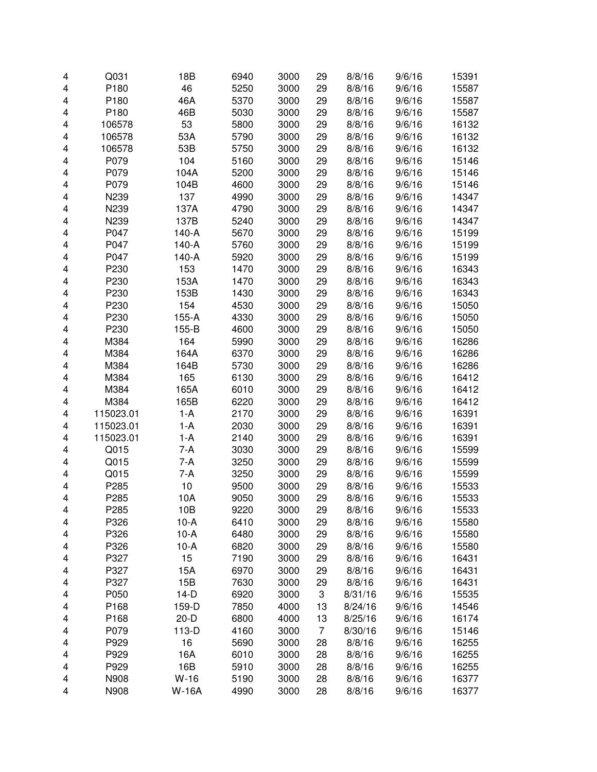| | | | | | | | | |
|---|---|---|---|---|---|---|---|---|
| 4 | Q031 | 18B | 6940 | 3000 | 29 | 8/8/16 | 9/6/16 | 15391 |
| 4 | P180 | 46 | 5250 | 3000 | 29 | 8/8/16 | 9/6/16 | 15587 |
| 4 | P180 | 46A | 5370 | 3000 | 29 | 8/8/16 | 9/6/16 | 15587 |
| 4 | P180 | 46B | 5030 | 3000 | 29 | 8/8/16 | 9/6/16 | 15587 |
| 4 | 106578 | 53 | 5800 | 3000 | 29 | 8/8/16 | 9/6/16 | 16132 |
| 4 | 106578 | 53A | 5790 | 3000 | 29 | 8/8/16 | 9/6/16 | 16132 |
| 4 | 106578 | 53B | 5750 | 3000 | 29 | 8/8/16 | 9/6/16 | 16132 |
| 4 | P079 | 104 | 5160 | 3000 | 29 | 8/8/16 | 9/6/16 | 15146 |
| 4 | P079 | 104A | 5200 | 3000 | 29 | 8/8/16 | 9/6/16 | 15146 |
| 4 | P079 | 104B | 4600 | 3000 | 29 | 8/8/16 | 9/6/16 | 15146 |
| 4 | N239 | 137 | 4990 | 3000 | 29 | 8/8/16 | 9/6/16 | 14347 |
| 4 | N239 | 137A | 4790 | 3000 | 29 | 8/8/16 | 9/6/16 | 14347 |
| 4 | N239 | 137B | 5240 | 3000 | 29 | 8/8/16 | 9/6/16 | 14347 |
| 4 | P047 | 140-A | 5670 | 3000 | 29 | 8/8/16 | 9/6/16 | 15199 |
| 4 | P047 | 140-A | 5760 | 3000 | 29 | 8/8/16 | 9/6/16 | 15199 |
| 4 | P047 | 140-A | 5920 | 3000 | 29 | 8/8/16 | 9/6/16 | 15199 |
| 4 | P230 | 153 | 1470 | 3000 | 29 | 8/8/16 | 9/6/16 | 16343 |
| 4 | P230 | 153A | 1470 | 3000 | 29 | 8/8/16 | 9/6/16 | 16343 |
| 4 | P230 | 153B | 1430 | 3000 | 29 | 8/8/16 | 9/6/16 | 16343 |
| 4 | P230 | 154 | 4530 | 3000 | 29 | 8/8/16 | 9/6/16 | 15050 |
| 4 | P230 | 155-A | 4330 | 3000 | 29 | 8/8/16 | 9/6/16 | 15050 |
| 4 | P230 | 155-B | 4600 | 3000 | 29 | 8/8/16 | 9/6/16 | 15050 |
| 4 | M384 | 164 | 5990 | 3000 | 29 | 8/8/16 | 9/6/16 | 16286 |
| 4 | M384 | 164A | 6370 | 3000 | 29 | 8/8/16 | 9/6/16 | 16286 |
| 4 | M384 | 164B | 5730 | 3000 | 29 | 8/8/16 | 9/6/16 | 16286 |
| 4 | M384 | 165 | 6130 | 3000 | 29 | 8/8/16 | 9/6/16 | 16412 |
| 4 | M384 | 165A | 6010 | 3000 | 29 | 8/8/16 | 9/6/16 | 16412 |
| 4 | M384 | 165B | 6220 | 3000 | 29 | 8/8/16 | 9/6/16 | 16412 |
| 4 | 115023.01 | 1-A | 2170 | 3000 | 29 | 8/8/16 | 9/6/16 | 16391 |
| 4 | 115023.01 | 1-A | 2030 | 3000 | 29 | 8/8/16 | 9/6/16 | 16391 |
| 4 | 115023.01 | 1-A | 2140 | 3000 | 29 | 8/8/16 | 9/6/16 | 16391 |
| 4 | Q015 | 7-A | 3030 | 3000 | 29 | 8/8/16 | 9/6/16 | 15599 |
| 4 | Q015 | 7-A | 3250 | 3000 | 29 | 8/8/16 | 9/6/16 | 15599 |
| 4 | Q015 | 7-A | 3250 | 3000 | 29 | 8/8/16 | 9/6/16 | 15599 |
| 4 | P285 | 10 | 9500 | 3000 | 29 | 8/8/16 | 9/6/16 | 15533 |
| 4 | P285 | 10A | 9050 | 3000 | 29 | 8/8/16 | 9/6/16 | 15533 |
| 4 | P285 | 10B | 9220 | 3000 | 29 | 8/8/16 | 9/6/16 | 15533 |
| 4 | P326 | 10-A | 6410 | 3000 | 29 | 8/8/16 | 9/6/16 | 15580 |
| 4 | P326 | 10-A | 6480 | 3000 | 29 | 8/8/16 | 9/6/16 | 15580 |
| 4 | P326 | 10-A | 6820 | 3000 | 29 | 8/8/16 | 9/6/16 | 15580 |
| 4 | P327 | 15 | 7190 | 3000 | 29 | 8/8/16 | 9/6/16 | 16431 |
| 4 | P327 | 15A | 6970 | 3000 | 29 | 8/8/16 | 9/6/16 | 16431 |
| 4 | P327 | 15B | 7630 | 3000 | 29 | 8/8/16 | 9/6/16 | 16431 |
| 4 | P050 | 14-D | 6920 | 3000 | 3 | 8/31/16 | 9/6/16 | 15535 |
| 4 | P168 | 159-D | 7850 | 4000 | 13 | 8/24/16 | 9/6/16 | 14546 |
| 4 | P168 | 20-D | 6800 | 4000 | 13 | 8/25/16 | 9/6/16 | 16174 |
| 4 | P079 | 113-D | 4160 | 3000 | 7 | 8/30/16 | 9/6/16 | 15146 |
| 4 | P929 | 16 | 5690 | 3000 | 28 | 8/8/16 | 9/6/16 | 16255 |
| 4 | P929 | 16A | 6010 | 3000 | 28 | 8/8/16 | 9/6/16 | 16255 |
| 4 | P929 | 16B | 5910 | 3000 | 28 | 8/8/16 | 9/6/16 | 16255 |
| 4 | N908 | W-16 | 5190 | 3000 | 28 | 8/8/16 | 9/6/16 | 16377 |
| 4 | N908 | W-16A | 4990 | 3000 | 28 | 8/8/16 | 9/6/16 | 16377 |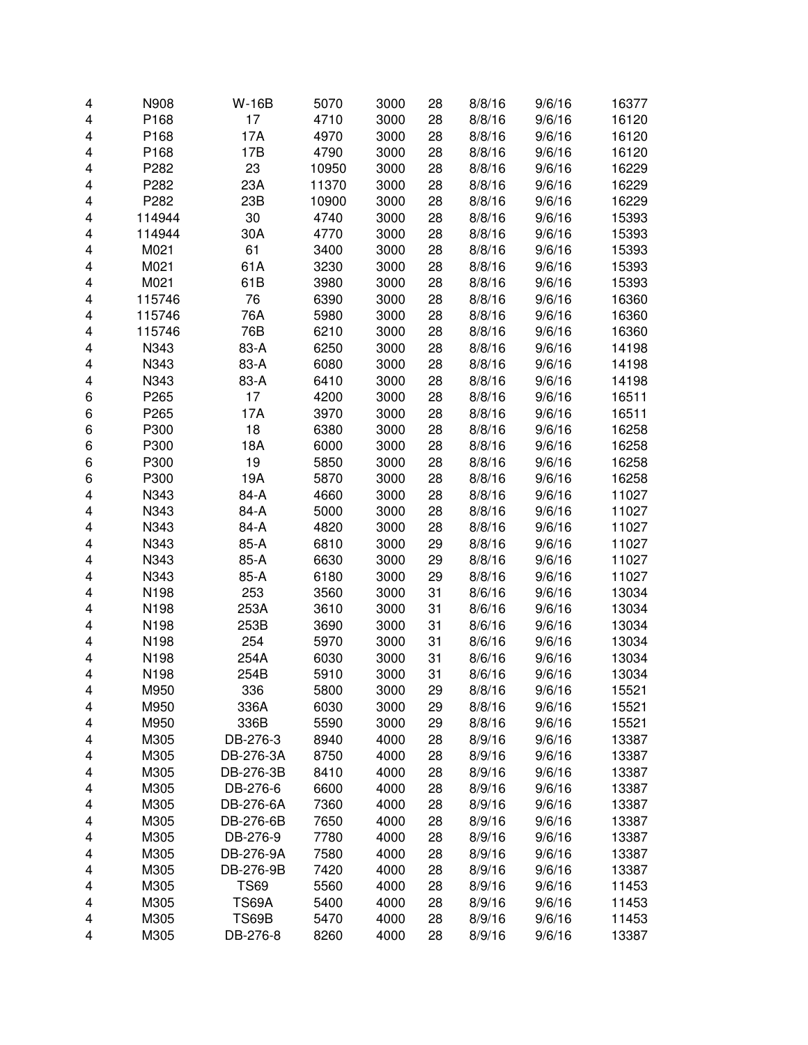| | | | | | | | | |
|---|---|---|---|---|---|---|---|---|
| 4 | N908 | W-16B | 5070 | 3000 | 28 | 8/8/16 | 9/6/16 | 16377 |
| 4 | P168 | 17 | 4710 | 3000 | 28 | 8/8/16 | 9/6/16 | 16120 |
| 4 | P168 | 17A | 4970 | 3000 | 28 | 8/8/16 | 9/6/16 | 16120 |
| 4 | P168 | 17B | 4790 | 3000 | 28 | 8/8/16 | 9/6/16 | 16120 |
| 4 | P282 | 23 | 10950 | 3000 | 28 | 8/8/16 | 9/6/16 | 16229 |
| 4 | P282 | 23A | 11370 | 3000 | 28 | 8/8/16 | 9/6/16 | 16229 |
| 4 | P282 | 23B | 10900 | 3000 | 28 | 8/8/16 | 9/6/16 | 16229 |
| 4 | 114944 | 30 | 4740 | 3000 | 28 | 8/8/16 | 9/6/16 | 15393 |
| 4 | 114944 | 30A | 4770 | 3000 | 28 | 8/8/16 | 9/6/16 | 15393 |
| 4 | M021 | 61 | 3400 | 3000 | 28 | 8/8/16 | 9/6/16 | 15393 |
| 4 | M021 | 61A | 3230 | 3000 | 28 | 8/8/16 | 9/6/16 | 15393 |
| 4 | M021 | 61B | 3980 | 3000 | 28 | 8/8/16 | 9/6/16 | 15393 |
| 4 | 115746 | 76 | 6390 | 3000 | 28 | 8/8/16 | 9/6/16 | 16360 |
| 4 | 115746 | 76A | 5980 | 3000 | 28 | 8/8/16 | 9/6/16 | 16360 |
| 4 | 115746 | 76B | 6210 | 3000 | 28 | 8/8/16 | 9/6/16 | 16360 |
| 4 | N343 | 83-A | 6250 | 3000 | 28 | 8/8/16 | 9/6/16 | 14198 |
| 4 | N343 | 83-A | 6080 | 3000 | 28 | 8/8/16 | 9/6/16 | 14198 |
| 4 | N343 | 83-A | 6410 | 3000 | 28 | 8/8/16 | 9/6/16 | 14198 |
| 6 | P265 | 17 | 4200 | 3000 | 28 | 8/8/16 | 9/6/16 | 16511 |
| 6 | P265 | 17A | 3970 | 3000 | 28 | 8/8/16 | 9/6/16 | 16511 |
| 6 | P300 | 18 | 6380 | 3000 | 28 | 8/8/16 | 9/6/16 | 16258 |
| 6 | P300 | 18A | 6000 | 3000 | 28 | 8/8/16 | 9/6/16 | 16258 |
| 6 | P300 | 19 | 5850 | 3000 | 28 | 8/8/16 | 9/6/16 | 16258 |
| 6 | P300 | 19A | 5870 | 3000 | 28 | 8/8/16 | 9/6/16 | 16258 |
| 4 | N343 | 84-A | 4660 | 3000 | 28 | 8/8/16 | 9/6/16 | 11027 |
| 4 | N343 | 84-A | 5000 | 3000 | 28 | 8/8/16 | 9/6/16 | 11027 |
| 4 | N343 | 84-A | 4820 | 3000 | 28 | 8/8/16 | 9/6/16 | 11027 |
| 4 | N343 | 85-A | 6810 | 3000 | 29 | 8/8/16 | 9/6/16 | 11027 |
| 4 | N343 | 85-A | 6630 | 3000 | 29 | 8/8/16 | 9/6/16 | 11027 |
| 4 | N343 | 85-A | 6180 | 3000 | 29 | 8/8/16 | 9/6/16 | 11027 |
| 4 | N198 | 253 | 3560 | 3000 | 31 | 8/6/16 | 9/6/16 | 13034 |
| 4 | N198 | 253A | 3610 | 3000 | 31 | 8/6/16 | 9/6/16 | 13034 |
| 4 | N198 | 253B | 3690 | 3000 | 31 | 8/6/16 | 9/6/16 | 13034 |
| 4 | N198 | 254 | 5970 | 3000 | 31 | 8/6/16 | 9/6/16 | 13034 |
| 4 | N198 | 254A | 6030 | 3000 | 31 | 8/6/16 | 9/6/16 | 13034 |
| 4 | N198 | 254B | 5910 | 3000 | 31 | 8/6/16 | 9/6/16 | 13034 |
| 4 | M950 | 336 | 5800 | 3000 | 29 | 8/8/16 | 9/6/16 | 15521 |
| 4 | M950 | 336A | 6030 | 3000 | 29 | 8/8/16 | 9/6/16 | 15521 |
| 4 | M950 | 336B | 5590 | 3000 | 29 | 8/8/16 | 9/6/16 | 15521 |
| 4 | M305 | DB-276-3 | 8940 | 4000 | 28 | 8/9/16 | 9/6/16 | 13387 |
| 4 | M305 | DB-276-3A | 8750 | 4000 | 28 | 8/9/16 | 9/6/16 | 13387 |
| 4 | M305 | DB-276-3B | 8410 | 4000 | 28 | 8/9/16 | 9/6/16 | 13387 |
| 4 | M305 | DB-276-6 | 6600 | 4000 | 28 | 8/9/16 | 9/6/16 | 13387 |
| 4 | M305 | DB-276-6A | 7360 | 4000 | 28 | 8/9/16 | 9/6/16 | 13387 |
| 4 | M305 | DB-276-6B | 7650 | 4000 | 28 | 8/9/16 | 9/6/16 | 13387 |
| 4 | M305 | DB-276-9 | 7780 | 4000 | 28 | 8/9/16 | 9/6/16 | 13387 |
| 4 | M305 | DB-276-9A | 7580 | 4000 | 28 | 8/9/16 | 9/6/16 | 13387 |
| 4 | M305 | DB-276-9B | 7420 | 4000 | 28 | 8/9/16 | 9/6/16 | 13387 |
| 4 | M305 | TS69 | 5560 | 4000 | 28 | 8/9/16 | 9/6/16 | 11453 |
| 4 | M305 | TS69A | 5400 | 4000 | 28 | 8/9/16 | 9/6/16 | 11453 |
| 4 | M305 | TS69B | 5470 | 4000 | 28 | 8/9/16 | 9/6/16 | 11453 |
| 4 | M305 | DB-276-8 | 8260 | 4000 | 28 | 8/9/16 | 9/6/16 | 13387 |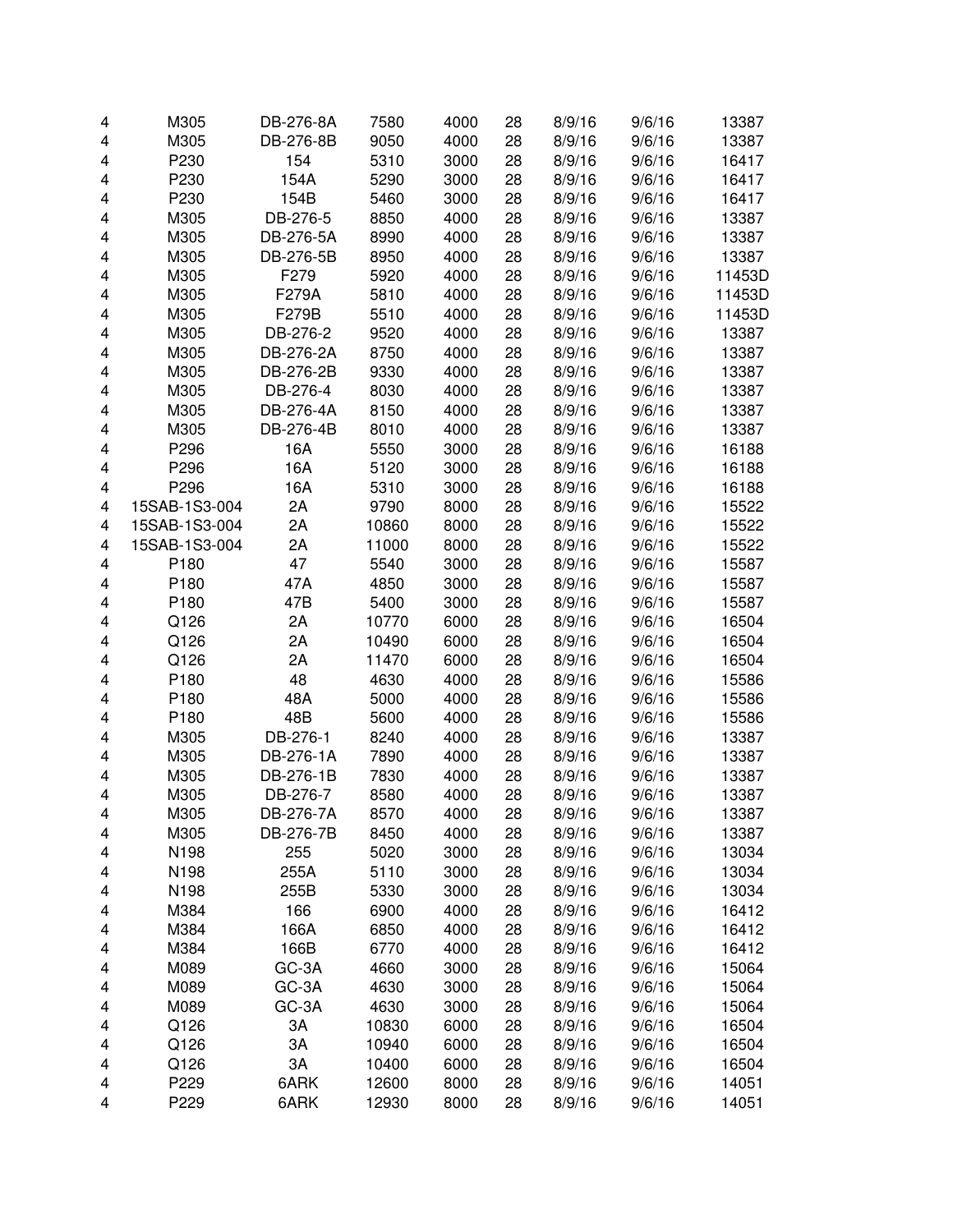| | | | | | | | | |
|---|---|---|---|---|---|---|---|---|
| 4 | M305 | DB-276-8A | 7580 | 4000 | 28 | 8/9/16 | 9/6/16 | 13387 |
| 4 | M305 | DB-276-8B | 9050 | 4000 | 28 | 8/9/16 | 9/6/16 | 13387 |
| 4 | P230 | 154 | 5310 | 3000 | 28 | 8/9/16 | 9/6/16 | 16417 |
| 4 | P230 | 154A | 5290 | 3000 | 28 | 8/9/16 | 9/6/16 | 16417 |
| 4 | P230 | 154B | 5460 | 3000 | 28 | 8/9/16 | 9/6/16 | 16417 |
| 4 | M305 | DB-276-5 | 8850 | 4000 | 28 | 8/9/16 | 9/6/16 | 13387 |
| 4 | M305 | DB-276-5A | 8990 | 4000 | 28 | 8/9/16 | 9/6/16 | 13387 |
| 4 | M305 | DB-276-5B | 8950 | 4000 | 28 | 8/9/16 | 9/6/16 | 13387 |
| 4 | M305 | F279 | 5920 | 4000 | 28 | 8/9/16 | 9/6/16 | 11453D |
| 4 | M305 | F279A | 5810 | 4000 | 28 | 8/9/16 | 9/6/16 | 11453D |
| 4 | M305 | F279B | 5510 | 4000 | 28 | 8/9/16 | 9/6/16 | 11453D |
| 4 | M305 | DB-276-2 | 9520 | 4000 | 28 | 8/9/16 | 9/6/16 | 13387 |
| 4 | M305 | DB-276-2A | 8750 | 4000 | 28 | 8/9/16 | 9/6/16 | 13387 |
| 4 | M305 | DB-276-2B | 9330 | 4000 | 28 | 8/9/16 | 9/6/16 | 13387 |
| 4 | M305 | DB-276-4 | 8030 | 4000 | 28 | 8/9/16 | 9/6/16 | 13387 |
| 4 | M305 | DB-276-4A | 8150 | 4000 | 28 | 8/9/16 | 9/6/16 | 13387 |
| 4 | M305 | DB-276-4B | 8010 | 4000 | 28 | 8/9/16 | 9/6/16 | 13387 |
| 4 | P296 | 16A | 5550 | 3000 | 28 | 8/9/16 | 9/6/16 | 16188 |
| 4 | P296 | 16A | 5120 | 3000 | 28 | 8/9/16 | 9/6/16 | 16188 |
| 4 | P296 | 16A | 5310 | 3000 | 28 | 8/9/16 | 9/6/16 | 16188 |
| 4 | 15SAB-1S3-004 | 2A | 9790 | 8000 | 28 | 8/9/16 | 9/6/16 | 15522 |
| 4 | 15SAB-1S3-004 | 2A | 10860 | 8000 | 28 | 8/9/16 | 9/6/16 | 15522 |
| 4 | 15SAB-1S3-004 | 2A | 11000 | 8000 | 28 | 8/9/16 | 9/6/16 | 15522 |
| 4 | P180 | 47 | 5540 | 3000 | 28 | 8/9/16 | 9/6/16 | 15587 |
| 4 | P180 | 47A | 4850 | 3000 | 28 | 8/9/16 | 9/6/16 | 15587 |
| 4 | P180 | 47B | 5400 | 3000 | 28 | 8/9/16 | 9/6/16 | 15587 |
| 4 | Q126 | 2A | 10770 | 6000 | 28 | 8/9/16 | 9/6/16 | 16504 |
| 4 | Q126 | 2A | 10490 | 6000 | 28 | 8/9/16 | 9/6/16 | 16504 |
| 4 | Q126 | 2A | 11470 | 6000 | 28 | 8/9/16 | 9/6/16 | 16504 |
| 4 | P180 | 48 | 4630 | 4000 | 28 | 8/9/16 | 9/6/16 | 15586 |
| 4 | P180 | 48A | 5000 | 4000 | 28 | 8/9/16 | 9/6/16 | 15586 |
| 4 | P180 | 48B | 5600 | 4000 | 28 | 8/9/16 | 9/6/16 | 15586 |
| 4 | M305 | DB-276-1 | 8240 | 4000 | 28 | 8/9/16 | 9/6/16 | 13387 |
| 4 | M305 | DB-276-1A | 7890 | 4000 | 28 | 8/9/16 | 9/6/16 | 13387 |
| 4 | M305 | DB-276-1B | 7830 | 4000 | 28 | 8/9/16 | 9/6/16 | 13387 |
| 4 | M305 | DB-276-7 | 8580 | 4000 | 28 | 8/9/16 | 9/6/16 | 13387 |
| 4 | M305 | DB-276-7A | 8570 | 4000 | 28 | 8/9/16 | 9/6/16 | 13387 |
| 4 | M305 | DB-276-7B | 8450 | 4000 | 28 | 8/9/16 | 9/6/16 | 13387 |
| 4 | N198 | 255 | 5020 | 3000 | 28 | 8/9/16 | 9/6/16 | 13034 |
| 4 | N198 | 255A | 5110 | 3000 | 28 | 8/9/16 | 9/6/16 | 13034 |
| 4 | N198 | 255B | 5330 | 3000 | 28 | 8/9/16 | 9/6/16 | 13034 |
| 4 | M384 | 166 | 6900 | 4000 | 28 | 8/9/16 | 9/6/16 | 16412 |
| 4 | M384 | 166A | 6850 | 4000 | 28 | 8/9/16 | 9/6/16 | 16412 |
| 4 | M384 | 166B | 6770 | 4000 | 28 | 8/9/16 | 9/6/16 | 16412 |
| 4 | M089 | GC-3A | 4660 | 3000 | 28 | 8/9/16 | 9/6/16 | 15064 |
| 4 | M089 | GC-3A | 4630 | 3000 | 28 | 8/9/16 | 9/6/16 | 15064 |
| 4 | M089 | GC-3A | 4630 | 3000 | 28 | 8/9/16 | 9/6/16 | 15064 |
| 4 | Q126 | 3A | 10830 | 6000 | 28 | 8/9/16 | 9/6/16 | 16504 |
| 4 | Q126 | 3A | 10940 | 6000 | 28 | 8/9/16 | 9/6/16 | 16504 |
| 4 | Q126 | 3A | 10400 | 6000 | 28 | 8/9/16 | 9/6/16 | 16504 |
| 4 | P229 | 6ARK | 12600 | 8000 | 28 | 8/9/16 | 9/6/16 | 14051 |
| 4 | P229 | 6ARK | 12930 | 8000 | 28 | 8/9/16 | 9/6/16 | 14051 |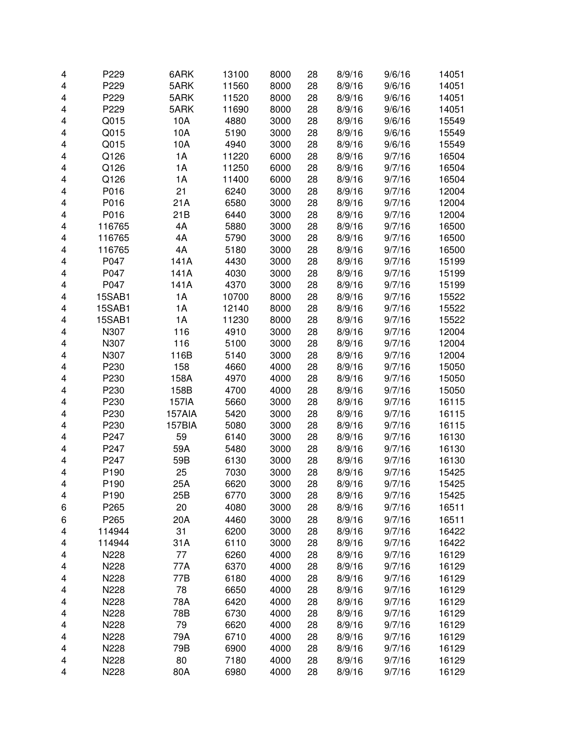| | | | | | | | | |
|---|---|---|---|---|---|---|---|---|
| 4 | P229 | 6ARK | 13100 | 8000 | 28 | 8/9/16 | 9/6/16 | 14051 |
| 4 | P229 | 5ARK | 11560 | 8000 | 28 | 8/9/16 | 9/6/16 | 14051 |
| 4 | P229 | 5ARK | 11520 | 8000 | 28 | 8/9/16 | 9/6/16 | 14051 |
| 4 | P229 | 5ARK | 11690 | 8000 | 28 | 8/9/16 | 9/6/16 | 14051 |
| 4 | Q015 | 10A | 4880 | 3000 | 28 | 8/9/16 | 9/6/16 | 15549 |
| 4 | Q015 | 10A | 5190 | 3000 | 28 | 8/9/16 | 9/6/16 | 15549 |
| 4 | Q015 | 10A | 4940 | 3000 | 28 | 8/9/16 | 9/6/16 | 15549 |
| 4 | Q126 | 1A | 11220 | 6000 | 28 | 8/9/16 | 9/7/16 | 16504 |
| 4 | Q126 | 1A | 11250 | 6000 | 28 | 8/9/16 | 9/7/16 | 16504 |
| 4 | Q126 | 1A | 11400 | 6000 | 28 | 8/9/16 | 9/7/16 | 16504 |
| 4 | P016 | 21 | 6240 | 3000 | 28 | 8/9/16 | 9/7/16 | 12004 |
| 4 | P016 | 21A | 6580 | 3000 | 28 | 8/9/16 | 9/7/16 | 12004 |
| 4 | P016 | 21B | 6440 | 3000 | 28 | 8/9/16 | 9/7/16 | 12004 |
| 4 | 116765 | 4A | 5880 | 3000 | 28 | 8/9/16 | 9/7/16 | 16500 |
| 4 | 116765 | 4A | 5790 | 3000 | 28 | 8/9/16 | 9/7/16 | 16500 |
| 4 | 116765 | 4A | 5180 | 3000 | 28 | 8/9/16 | 9/7/16 | 16500 |
| 4 | P047 | 141A | 4430 | 3000 | 28 | 8/9/16 | 9/7/16 | 15199 |
| 4 | P047 | 141A | 4030 | 3000 | 28 | 8/9/16 | 9/7/16 | 15199 |
| 4 | P047 | 141A | 4370 | 3000 | 28 | 8/9/16 | 9/7/16 | 15199 |
| 4 | 15SAB1 | 1A | 10700 | 8000 | 28 | 8/9/16 | 9/7/16 | 15522 |
| 4 | 15SAB1 | 1A | 12140 | 8000 | 28 | 8/9/16 | 9/7/16 | 15522 |
| 4 | 15SAB1 | 1A | 11230 | 8000 | 28 | 8/9/16 | 9/7/16 | 15522 |
| 4 | N307 | 116 | 4910 | 3000 | 28 | 8/9/16 | 9/7/16 | 12004 |
| 4 | N307 | 116 | 5100 | 3000 | 28 | 8/9/16 | 9/7/16 | 12004 |
| 4 | N307 | 116B | 5140 | 3000 | 28 | 8/9/16 | 9/7/16 | 12004 |
| 4 | P230 | 158 | 4660 | 4000 | 28 | 8/9/16 | 9/7/16 | 15050 |
| 4 | P230 | 158A | 4970 | 4000 | 28 | 8/9/16 | 9/7/16 | 15050 |
| 4 | P230 | 158B | 4700 | 4000 | 28 | 8/9/16 | 9/7/16 | 15050 |
| 4 | P230 | 157IA | 5660 | 3000 | 28 | 8/9/16 | 9/7/16 | 16115 |
| 4 | P230 | 157AIA | 5420 | 3000 | 28 | 8/9/16 | 9/7/16 | 16115 |
| 4 | P230 | 157BIA | 5080 | 3000 | 28 | 8/9/16 | 9/7/16 | 16115 |
| 4 | P247 | 59 | 6140 | 3000 | 28 | 8/9/16 | 9/7/16 | 16130 |
| 4 | P247 | 59A | 5480 | 3000 | 28 | 8/9/16 | 9/7/16 | 16130 |
| 4 | P247 | 59B | 6130 | 3000 | 28 | 8/9/16 | 9/7/16 | 16130 |
| 4 | P190 | 25 | 7030 | 3000 | 28 | 8/9/16 | 9/7/16 | 15425 |
| 4 | P190 | 25A | 6620 | 3000 | 28 | 8/9/16 | 9/7/16 | 15425 |
| 4 | P190 | 25B | 6770 | 3000 | 28 | 8/9/16 | 9/7/16 | 15425 |
| 6 | P265 | 20 | 4080 | 3000 | 28 | 8/9/16 | 9/7/16 | 16511 |
| 6 | P265 | 20A | 4460 | 3000 | 28 | 8/9/16 | 9/7/16 | 16511 |
| 4 | 114944 | 31 | 6200 | 3000 | 28 | 8/9/16 | 9/7/16 | 16422 |
| 4 | 114944 | 31A | 6110 | 3000 | 28 | 8/9/16 | 9/7/16 | 16422 |
| 4 | N228 | 77 | 6260 | 4000 | 28 | 8/9/16 | 9/7/16 | 16129 |
| 4 | N228 | 77A | 6370 | 4000 | 28 | 8/9/16 | 9/7/16 | 16129 |
| 4 | N228 | 77B | 6180 | 4000 | 28 | 8/9/16 | 9/7/16 | 16129 |
| 4 | N228 | 78 | 6650 | 4000 | 28 | 8/9/16 | 9/7/16 | 16129 |
| 4 | N228 | 78A | 6420 | 4000 | 28 | 8/9/16 | 9/7/16 | 16129 |
| 4 | N228 | 78B | 6730 | 4000 | 28 | 8/9/16 | 9/7/16 | 16129 |
| 4 | N228 | 79 | 6620 | 4000 | 28 | 8/9/16 | 9/7/16 | 16129 |
| 4 | N228 | 79A | 6710 | 4000 | 28 | 8/9/16 | 9/7/16 | 16129 |
| 4 | N228 | 79B | 6900 | 4000 | 28 | 8/9/16 | 9/7/16 | 16129 |
| 4 | N228 | 80 | 7180 | 4000 | 28 | 8/9/16 | 9/7/16 | 16129 |
| 4 | N228 | 80A | 6980 | 4000 | 28 | 8/9/16 | 9/7/16 | 16129 |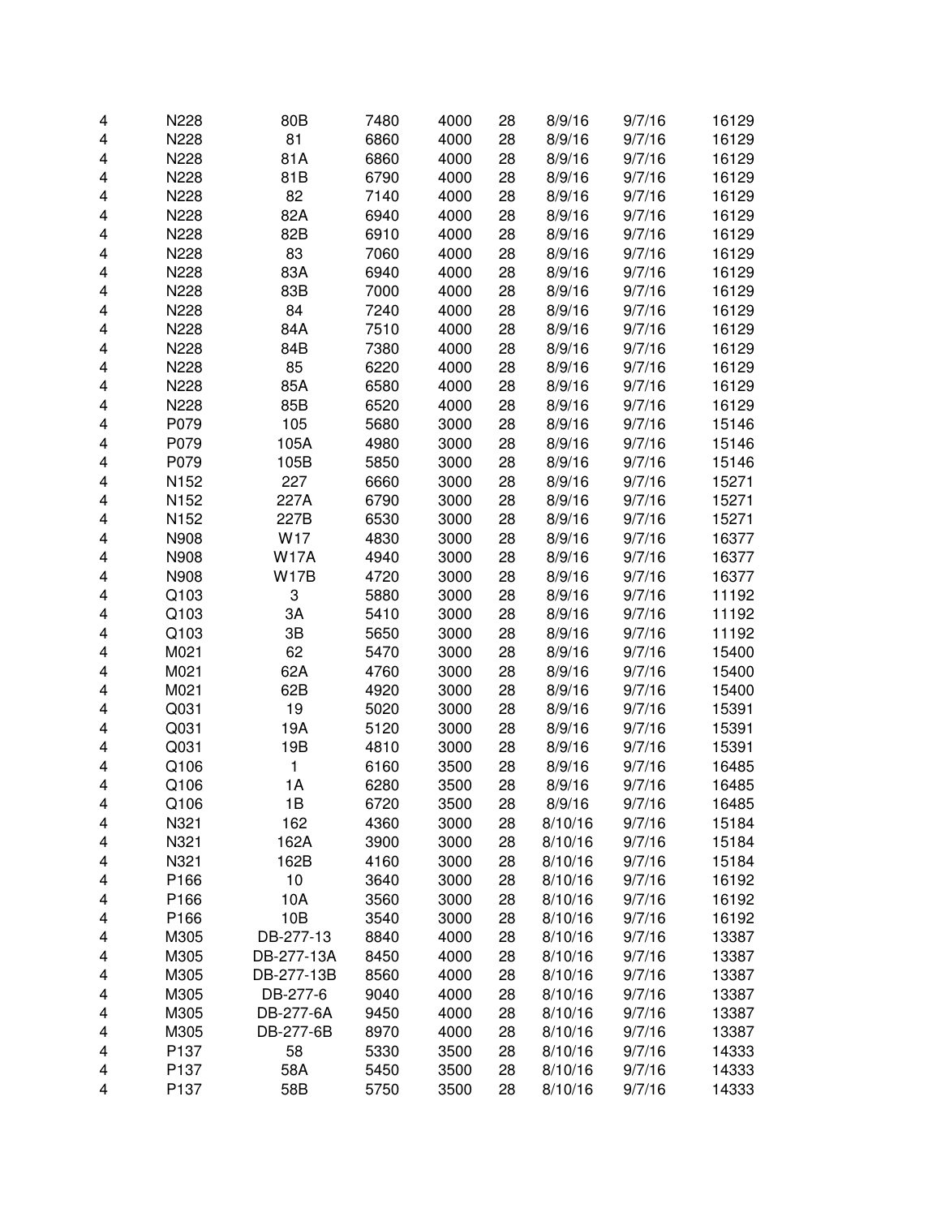| | | | | | | | | |
|---|---|---|---|---|---|---|---|---|
| 4 | N228 | 80B | 7480 | 4000 | 28 | 8/9/16 | 9/7/16 | 16129 |
| 4 | N228 | 81 | 6860 | 4000 | 28 | 8/9/16 | 9/7/16 | 16129 |
| 4 | N228 | 81A | 6860 | 4000 | 28 | 8/9/16 | 9/7/16 | 16129 |
| 4 | N228 | 81B | 6790 | 4000 | 28 | 8/9/16 | 9/7/16 | 16129 |
| 4 | N228 | 82 | 7140 | 4000 | 28 | 8/9/16 | 9/7/16 | 16129 |
| 4 | N228 | 82A | 6940 | 4000 | 28 | 8/9/16 | 9/7/16 | 16129 |
| 4 | N228 | 82B | 6910 | 4000 | 28 | 8/9/16 | 9/7/16 | 16129 |
| 4 | N228 | 83 | 7060 | 4000 | 28 | 8/9/16 | 9/7/16 | 16129 |
| 4 | N228 | 83A | 6940 | 4000 | 28 | 8/9/16 | 9/7/16 | 16129 |
| 4 | N228 | 83B | 7000 | 4000 | 28 | 8/9/16 | 9/7/16 | 16129 |
| 4 | N228 | 84 | 7240 | 4000 | 28 | 8/9/16 | 9/7/16 | 16129 |
| 4 | N228 | 84A | 7510 | 4000 | 28 | 8/9/16 | 9/7/16 | 16129 |
| 4 | N228 | 84B | 7380 | 4000 | 28 | 8/9/16 | 9/7/16 | 16129 |
| 4 | N228 | 85 | 6220 | 4000 | 28 | 8/9/16 | 9/7/16 | 16129 |
| 4 | N228 | 85A | 6580 | 4000 | 28 | 8/9/16 | 9/7/16 | 16129 |
| 4 | N228 | 85B | 6520 | 4000 | 28 | 8/9/16 | 9/7/16 | 16129 |
| 4 | P079 | 105 | 5680 | 3000 | 28 | 8/9/16 | 9/7/16 | 15146 |
| 4 | P079 | 105A | 4980 | 3000 | 28 | 8/9/16 | 9/7/16 | 15146 |
| 4 | P079 | 105B | 5850 | 3000 | 28 | 8/9/16 | 9/7/16 | 15146 |
| 4 | N152 | 227 | 6660 | 3000 | 28 | 8/9/16 | 9/7/16 | 15271 |
| 4 | N152 | 227A | 6790 | 3000 | 28 | 8/9/16 | 9/7/16 | 15271 |
| 4 | N152 | 227B | 6530 | 3000 | 28 | 8/9/16 | 9/7/16 | 15271 |
| 4 | N908 | W17 | 4830 | 3000 | 28 | 8/9/16 | 9/7/16 | 16377 |
| 4 | N908 | W17A | 4940 | 3000 | 28 | 8/9/16 | 9/7/16 | 16377 |
| 4 | N908 | W17B | 4720 | 3000 | 28 | 8/9/16 | 9/7/16 | 16377 |
| 4 | Q103 | 3 | 5880 | 3000 | 28 | 8/9/16 | 9/7/16 | 11192 |
| 4 | Q103 | 3A | 5410 | 3000 | 28 | 8/9/16 | 9/7/16 | 11192 |
| 4 | Q103 | 3B | 5650 | 3000 | 28 | 8/9/16 | 9/7/16 | 11192 |
| 4 | M021 | 62 | 5470 | 3000 | 28 | 8/9/16 | 9/7/16 | 15400 |
| 4 | M021 | 62A | 4760 | 3000 | 28 | 8/9/16 | 9/7/16 | 15400 |
| 4 | M021 | 62B | 4920 | 3000 | 28 | 8/9/16 | 9/7/16 | 15400 |
| 4 | Q031 | 19 | 5020 | 3000 | 28 | 8/9/16 | 9/7/16 | 15391 |
| 4 | Q031 | 19A | 5120 | 3000 | 28 | 8/9/16 | 9/7/16 | 15391 |
| 4 | Q031 | 19B | 4810 | 3000 | 28 | 8/9/16 | 9/7/16 | 15391 |
| 4 | Q106 | 1 | 6160 | 3500 | 28 | 8/9/16 | 9/7/16 | 16485 |
| 4 | Q106 | 1A | 6280 | 3500 | 28 | 8/9/16 | 9/7/16 | 16485 |
| 4 | Q106 | 1B | 6720 | 3500 | 28 | 8/9/16 | 9/7/16 | 16485 |
| 4 | N321 | 162 | 4360 | 3000 | 28 | 8/10/16 | 9/7/16 | 15184 |
| 4 | N321 | 162A | 3900 | 3000 | 28 | 8/10/16 | 9/7/16 | 15184 |
| 4 | N321 | 162B | 4160 | 3000 | 28 | 8/10/16 | 9/7/16 | 15184 |
| 4 | P166 | 10 | 3640 | 3000 | 28 | 8/10/16 | 9/7/16 | 16192 |
| 4 | P166 | 10A | 3560 | 3000 | 28 | 8/10/16 | 9/7/16 | 16192 |
| 4 | P166 | 10B | 3540 | 3000 | 28 | 8/10/16 | 9/7/16 | 16192 |
| 4 | M305 | DB-277-13 | 8840 | 4000 | 28 | 8/10/16 | 9/7/16 | 13387 |
| 4 | M305 | DB-277-13A | 8450 | 4000 | 28 | 8/10/16 | 9/7/16 | 13387 |
| 4 | M305 | DB-277-13B | 8560 | 4000 | 28 | 8/10/16 | 9/7/16 | 13387 |
| 4 | M305 | DB-277-6 | 9040 | 4000 | 28 | 8/10/16 | 9/7/16 | 13387 |
| 4 | M305 | DB-277-6A | 9450 | 4000 | 28 | 8/10/16 | 9/7/16 | 13387 |
| 4 | M305 | DB-277-6B | 8970 | 4000 | 28 | 8/10/16 | 9/7/16 | 13387 |
| 4 | P137 | 58 | 5330 | 3500 | 28 | 8/10/16 | 9/7/16 | 14333 |
| 4 | P137 | 58A | 5450 | 3500 | 28 | 8/10/16 | 9/7/16 | 14333 |
| 4 | P137 | 58B | 5750 | 3500 | 28 | 8/10/16 | 9/7/16 | 14333 |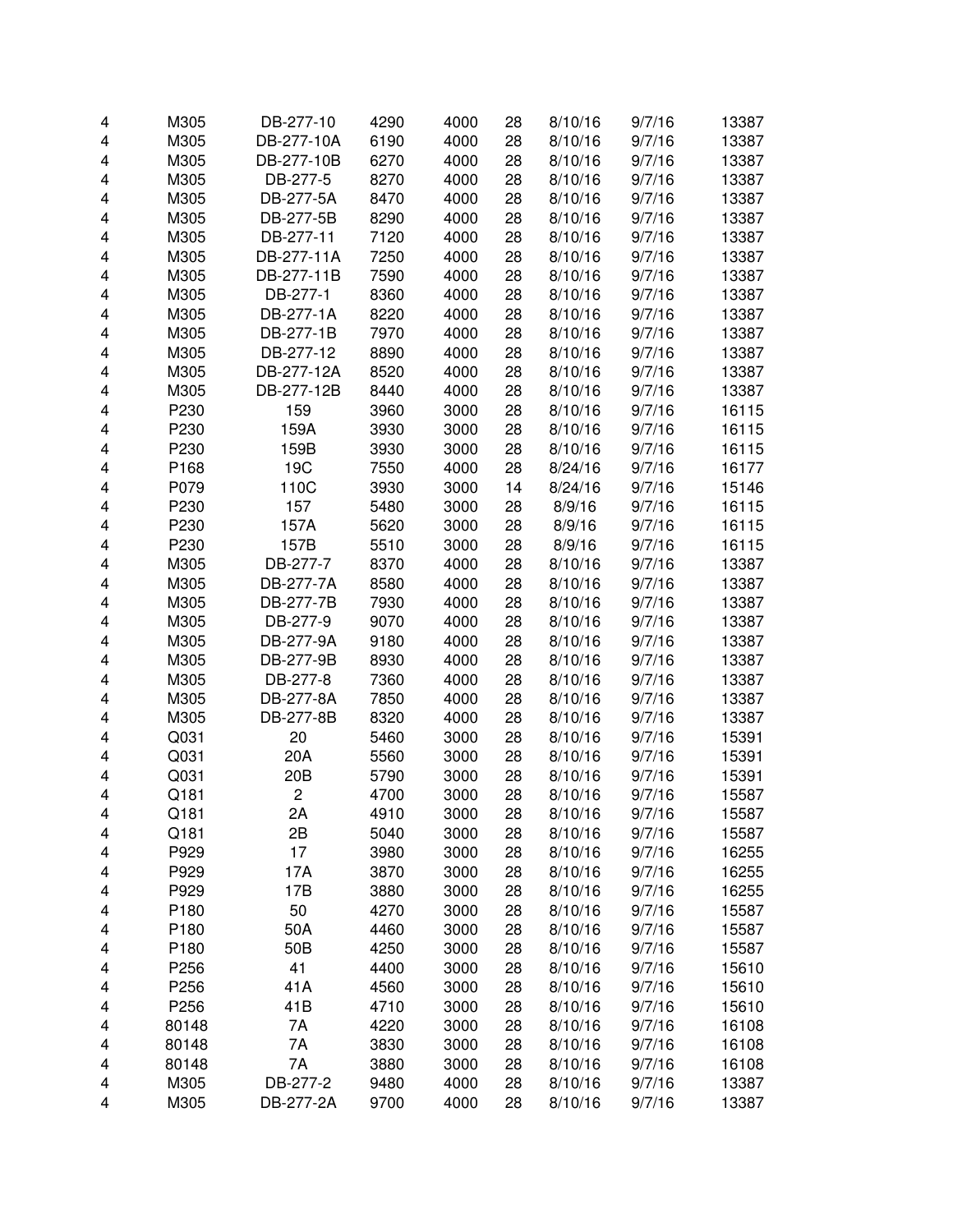| | | | | | | | | |
|---|---|---|---|---|---|---|---|---|
| 4 | M305 | DB-277-10 | 4290 | 4000 | 28 | 8/10/16 | 9/7/16 | 13387 |
| 4 | M305 | DB-277-10A | 6190 | 4000 | 28 | 8/10/16 | 9/7/16 | 13387 |
| 4 | M305 | DB-277-10B | 6270 | 4000 | 28 | 8/10/16 | 9/7/16 | 13387 |
| 4 | M305 | DB-277-5 | 8270 | 4000 | 28 | 8/10/16 | 9/7/16 | 13387 |
| 4 | M305 | DB-277-5A | 8470 | 4000 | 28 | 8/10/16 | 9/7/16 | 13387 |
| 4 | M305 | DB-277-5B | 8290 | 4000 | 28 | 8/10/16 | 9/7/16 | 13387 |
| 4 | M305 | DB-277-11 | 7120 | 4000 | 28 | 8/10/16 | 9/7/16 | 13387 |
| 4 | M305 | DB-277-11A | 7250 | 4000 | 28 | 8/10/16 | 9/7/16 | 13387 |
| 4 | M305 | DB-277-11B | 7590 | 4000 | 28 | 8/10/16 | 9/7/16 | 13387 |
| 4 | M305 | DB-277-1 | 8360 | 4000 | 28 | 8/10/16 | 9/7/16 | 13387 |
| 4 | M305 | DB-277-1A | 8220 | 4000 | 28 | 8/10/16 | 9/7/16 | 13387 |
| 4 | M305 | DB-277-1B | 7970 | 4000 | 28 | 8/10/16 | 9/7/16 | 13387 |
| 4 | M305 | DB-277-12 | 8890 | 4000 | 28 | 8/10/16 | 9/7/16 | 13387 |
| 4 | M305 | DB-277-12A | 8520 | 4000 | 28 | 8/10/16 | 9/7/16 | 13387 |
| 4 | M305 | DB-277-12B | 8440 | 4000 | 28 | 8/10/16 | 9/7/16 | 13387 |
| 4 | P230 | 159 | 3960 | 3000 | 28 | 8/10/16 | 9/7/16 | 16115 |
| 4 | P230 | 159A | 3930 | 3000 | 28 | 8/10/16 | 9/7/16 | 16115 |
| 4 | P230 | 159B | 3930 | 3000 | 28 | 8/10/16 | 9/7/16 | 16115 |
| 4 | P168 | 19C | 7550 | 4000 | 28 | 8/24/16 | 9/7/16 | 16177 |
| 4 | P079 | 110C | 3930 | 3000 | 14 | 8/24/16 | 9/7/16 | 15146 |
| 4 | P230 | 157 | 5480 | 3000 | 28 | 8/9/16 | 9/7/16 | 16115 |
| 4 | P230 | 157A | 5620 | 3000 | 28 | 8/9/16 | 9/7/16 | 16115 |
| 4 | P230 | 157B | 5510 | 3000 | 28 | 8/9/16 | 9/7/16 | 16115 |
| 4 | M305 | DB-277-7 | 8370 | 4000 | 28 | 8/10/16 | 9/7/16 | 13387 |
| 4 | M305 | DB-277-7A | 8580 | 4000 | 28 | 8/10/16 | 9/7/16 | 13387 |
| 4 | M305 | DB-277-7B | 7930 | 4000 | 28 | 8/10/16 | 9/7/16 | 13387 |
| 4 | M305 | DB-277-9 | 9070 | 4000 | 28 | 8/10/16 | 9/7/16 | 13387 |
| 4 | M305 | DB-277-9A | 9180 | 4000 | 28 | 8/10/16 | 9/7/16 | 13387 |
| 4 | M305 | DB-277-9B | 8930 | 4000 | 28 | 8/10/16 | 9/7/16 | 13387 |
| 4 | M305 | DB-277-8 | 7360 | 4000 | 28 | 8/10/16 | 9/7/16 | 13387 |
| 4 | M305 | DB-277-8A | 7850 | 4000 | 28 | 8/10/16 | 9/7/16 | 13387 |
| 4 | M305 | DB-277-8B | 8320 | 4000 | 28 | 8/10/16 | 9/7/16 | 13387 |
| 4 | Q031 | 20 | 5460 | 3000 | 28 | 8/10/16 | 9/7/16 | 15391 |
| 4 | Q031 | 20A | 5560 | 3000 | 28 | 8/10/16 | 9/7/16 | 15391 |
| 4 | Q031 | 20B | 5790 | 3000 | 28 | 8/10/16 | 9/7/16 | 15391 |
| 4 | Q181 | 2 | 4700 | 3000 | 28 | 8/10/16 | 9/7/16 | 15587 |
| 4 | Q181 | 2A | 4910 | 3000 | 28 | 8/10/16 | 9/7/16 | 15587 |
| 4 | Q181 | 2B | 5040 | 3000 | 28 | 8/10/16 | 9/7/16 | 15587 |
| 4 | P929 | 17 | 3980 | 3000 | 28 | 8/10/16 | 9/7/16 | 16255 |
| 4 | P929 | 17A | 3870 | 3000 | 28 | 8/10/16 | 9/7/16 | 16255 |
| 4 | P929 | 17B | 3880 | 3000 | 28 | 8/10/16 | 9/7/16 | 16255 |
| 4 | P180 | 50 | 4270 | 3000 | 28 | 8/10/16 | 9/7/16 | 15587 |
| 4 | P180 | 50A | 4460 | 3000 | 28 | 8/10/16 | 9/7/16 | 15587 |
| 4 | P180 | 50B | 4250 | 3000 | 28 | 8/10/16 | 9/7/16 | 15587 |
| 4 | P256 | 41 | 4400 | 3000 | 28 | 8/10/16 | 9/7/16 | 15610 |
| 4 | P256 | 41A | 4560 | 3000 | 28 | 8/10/16 | 9/7/16 | 15610 |
| 4 | P256 | 41B | 4710 | 3000 | 28 | 8/10/16 | 9/7/16 | 15610 |
| 4 | 80148 | 7A | 4220 | 3000 | 28 | 8/10/16 | 9/7/16 | 16108 |
| 4 | 80148 | 7A | 3830 | 3000 | 28 | 8/10/16 | 9/7/16 | 16108 |
| 4 | 80148 | 7A | 3880 | 3000 | 28 | 8/10/16 | 9/7/16 | 16108 |
| 4 | M305 | DB-277-2 | 9480 | 4000 | 28 | 8/10/16 | 9/7/16 | 13387 |
| 4 | M305 | DB-277-2A | 9700 | 4000 | 28 | 8/10/16 | 9/7/16 | 13387 |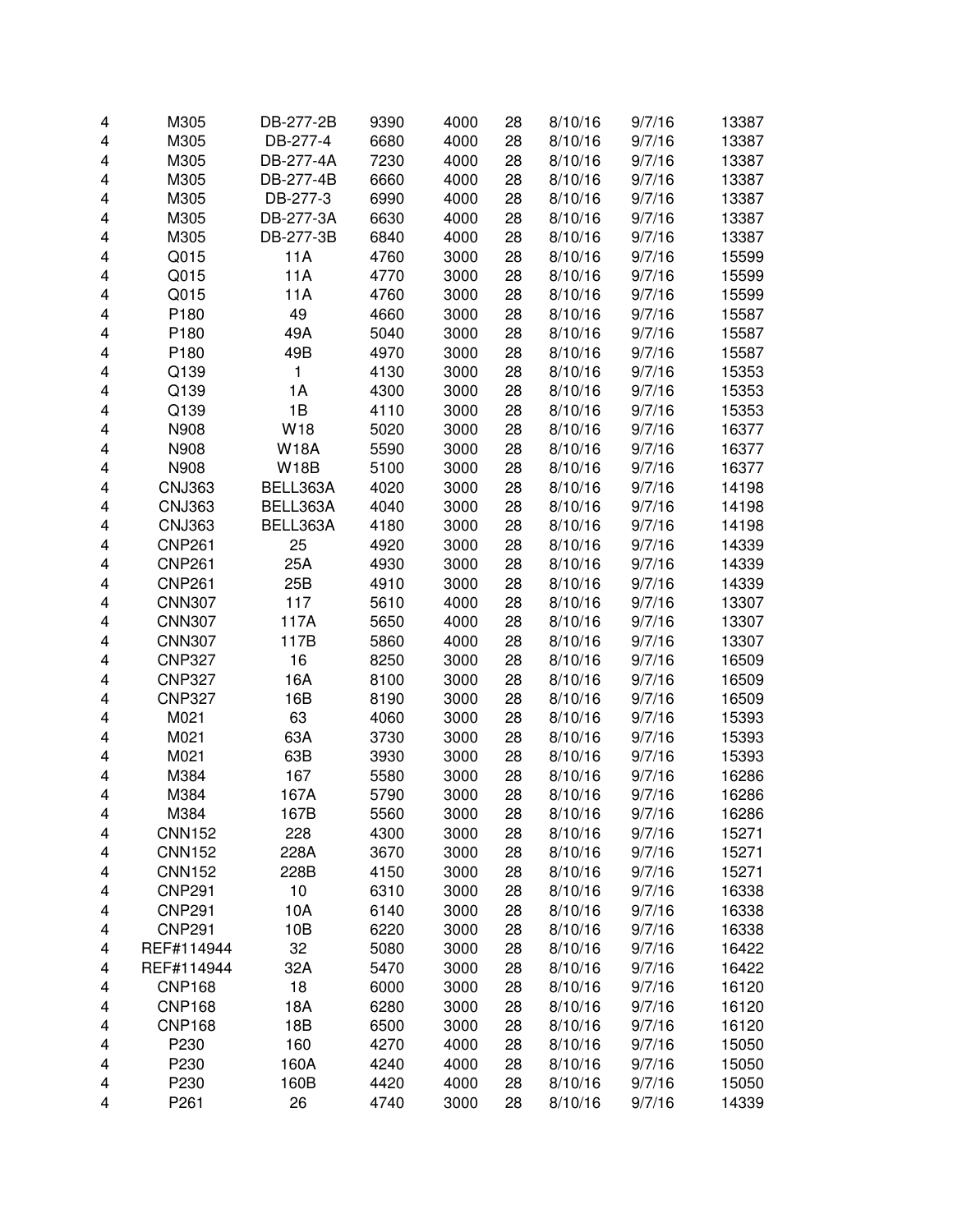| | | | | | | | | |
|---|---|---|---|---|---|---|---|---|
| 4 | M305 | DB-277-2B | 9390 | 4000 | 28 | 8/10/16 | 9/7/16 | 13387 |
| 4 | M305 | DB-277-4 | 6680 | 4000 | 28 | 8/10/16 | 9/7/16 | 13387 |
| 4 | M305 | DB-277-4A | 7230 | 4000 | 28 | 8/10/16 | 9/7/16 | 13387 |
| 4 | M305 | DB-277-4B | 6660 | 4000 | 28 | 8/10/16 | 9/7/16 | 13387 |
| 4 | M305 | DB-277-3 | 6990 | 4000 | 28 | 8/10/16 | 9/7/16 | 13387 |
| 4 | M305 | DB-277-3A | 6630 | 4000 | 28 | 8/10/16 | 9/7/16 | 13387 |
| 4 | M305 | DB-277-3B | 6840 | 4000 | 28 | 8/10/16 | 9/7/16 | 13387 |
| 4 | Q015 | 11A | 4760 | 3000 | 28 | 8/10/16 | 9/7/16 | 15599 |
| 4 | Q015 | 11A | 4770 | 3000 | 28 | 8/10/16 | 9/7/16 | 15599 |
| 4 | Q015 | 11A | 4760 | 3000 | 28 | 8/10/16 | 9/7/16 | 15599 |
| 4 | P180 | 49 | 4660 | 3000 | 28 | 8/10/16 | 9/7/16 | 15587 |
| 4 | P180 | 49A | 5040 | 3000 | 28 | 8/10/16 | 9/7/16 | 15587 |
| 4 | P180 | 49B | 4970 | 3000 | 28 | 8/10/16 | 9/7/16 | 15587 |
| 4 | Q139 | 1 | 4130 | 3000 | 28 | 8/10/16 | 9/7/16 | 15353 |
| 4 | Q139 | 1A | 4300 | 3000 | 28 | 8/10/16 | 9/7/16 | 15353 |
| 4 | Q139 | 1B | 4110 | 3000 | 28 | 8/10/16 | 9/7/16 | 15353 |
| 4 | N908 | W18 | 5020 | 3000 | 28 | 8/10/16 | 9/7/16 | 16377 |
| 4 | N908 | W18A | 5590 | 3000 | 28 | 8/10/16 | 9/7/16 | 16377 |
| 4 | N908 | W18B | 5100 | 3000 | 28 | 8/10/16 | 9/7/16 | 16377 |
| 4 | CNJ363 | BELL363A | 4020 | 3000 | 28 | 8/10/16 | 9/7/16 | 14198 |
| 4 | CNJ363 | BELL363A | 4040 | 3000 | 28 | 8/10/16 | 9/7/16 | 14198 |
| 4 | CNJ363 | BELL363A | 4180 | 3000 | 28 | 8/10/16 | 9/7/16 | 14198 |
| 4 | CNP261 | 25 | 4920 | 3000 | 28 | 8/10/16 | 9/7/16 | 14339 |
| 4 | CNP261 | 25A | 4930 | 3000 | 28 | 8/10/16 | 9/7/16 | 14339 |
| 4 | CNP261 | 25B | 4910 | 3000 | 28 | 8/10/16 | 9/7/16 | 14339 |
| 4 | CNN307 | 117 | 5610 | 4000 | 28 | 8/10/16 | 9/7/16 | 13307 |
| 4 | CNN307 | 117A | 5650 | 4000 | 28 | 8/10/16 | 9/7/16 | 13307 |
| 4 | CNN307 | 117B | 5860 | 4000 | 28 | 8/10/16 | 9/7/16 | 13307 |
| 4 | CNP327 | 16 | 8250 | 3000 | 28 | 8/10/16 | 9/7/16 | 16509 |
| 4 | CNP327 | 16A | 8100 | 3000 | 28 | 8/10/16 | 9/7/16 | 16509 |
| 4 | CNP327 | 16B | 8190 | 3000 | 28 | 8/10/16 | 9/7/16 | 16509 |
| 4 | M021 | 63 | 4060 | 3000 | 28 | 8/10/16 | 9/7/16 | 15393 |
| 4 | M021 | 63A | 3730 | 3000 | 28 | 8/10/16 | 9/7/16 | 15393 |
| 4 | M021 | 63B | 3930 | 3000 | 28 | 8/10/16 | 9/7/16 | 15393 |
| 4 | M384 | 167 | 5580 | 3000 | 28 | 8/10/16 | 9/7/16 | 16286 |
| 4 | M384 | 167A | 5790 | 3000 | 28 | 8/10/16 | 9/7/16 | 16286 |
| 4 | M384 | 167B | 5560 | 3000 | 28 | 8/10/16 | 9/7/16 | 16286 |
| 4 | CNN152 | 228 | 4300 | 3000 | 28 | 8/10/16 | 9/7/16 | 15271 |
| 4 | CNN152 | 228A | 3670 | 3000 | 28 | 8/10/16 | 9/7/16 | 15271 |
| 4 | CNN152 | 228B | 4150 | 3000 | 28 | 8/10/16 | 9/7/16 | 15271 |
| 4 | CNP291 | 10 | 6310 | 3000 | 28 | 8/10/16 | 9/7/16 | 16338 |
| 4 | CNP291 | 10A | 6140 | 3000 | 28 | 8/10/16 | 9/7/16 | 16338 |
| 4 | CNP291 | 10B | 6220 | 3000 | 28 | 8/10/16 | 9/7/16 | 16338 |
| 4 | REF#114944 | 32 | 5080 | 3000 | 28 | 8/10/16 | 9/7/16 | 16422 |
| 4 | REF#114944 | 32A | 5470 | 3000 | 28 | 8/10/16 | 9/7/16 | 16422 |
| 4 | CNP168 | 18 | 6000 | 3000 | 28 | 8/10/16 | 9/7/16 | 16120 |
| 4 | CNP168 | 18A | 6280 | 3000 | 28 | 8/10/16 | 9/7/16 | 16120 |
| 4 | CNP168 | 18B | 6500 | 3000 | 28 | 8/10/16 | 9/7/16 | 16120 |
| 4 | P230 | 160 | 4270 | 4000 | 28 | 8/10/16 | 9/7/16 | 15050 |
| 4 | P230 | 160A | 4240 | 4000 | 28 | 8/10/16 | 9/7/16 | 15050 |
| 4 | P230 | 160B | 4420 | 4000 | 28 | 8/10/16 | 9/7/16 | 15050 |
| 4 | P261 | 26 | 4740 | 3000 | 28 | 8/10/16 | 9/7/16 | 14339 |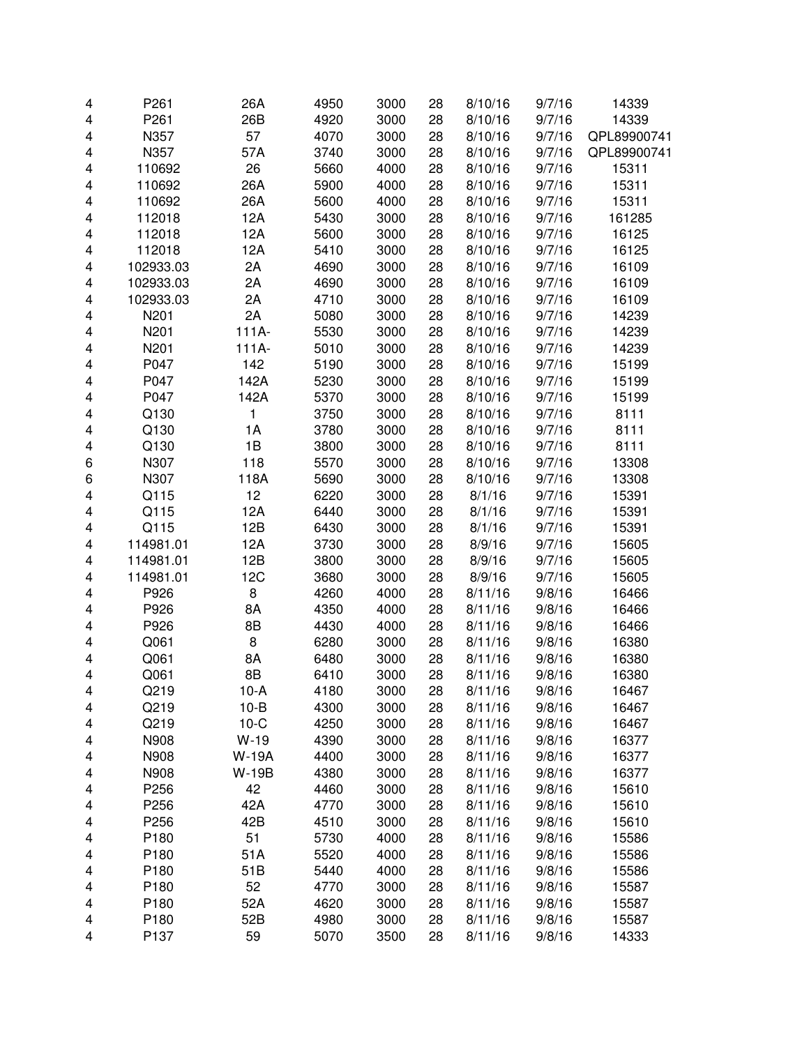| | | | | | | | | |
|---|---|---|---|---|---|---|---|---|
| 4 | P261 | 26A | 4950 | 3000 | 28 | 8/10/16 | 9/7/16 | 14339 |
| 4 | P261 | 26B | 4920 | 3000 | 28 | 8/10/16 | 9/7/16 | 14339 |
| 4 | N357 | 57 | 4070 | 3000 | 28 | 8/10/16 | 9/7/16 | QPL89900741 |
| 4 | N357 | 57A | 3740 | 3000 | 28 | 8/10/16 | 9/7/16 | QPL89900741 |
| 4 | 110692 | 26 | 5660 | 4000 | 28 | 8/10/16 | 9/7/16 | 15311 |
| 4 | 110692 | 26A | 5900 | 4000 | 28 | 8/10/16 | 9/7/16 | 15311 |
| 4 | 110692 | 26A | 5600 | 4000 | 28 | 8/10/16 | 9/7/16 | 15311 |
| 4 | 112018 | 12A | 5430 | 3000 | 28 | 8/10/16 | 9/7/16 | 161285 |
| 4 | 112018 | 12A | 5600 | 3000 | 28 | 8/10/16 | 9/7/16 | 16125 |
| 4 | 112018 | 12A | 5410 | 3000 | 28 | 8/10/16 | 9/7/16 | 16125 |
| 4 | 102933.03 | 2A | 4690 | 3000 | 28 | 8/10/16 | 9/7/16 | 16109 |
| 4 | 102933.03 | 2A | 4690 | 3000 | 28 | 8/10/16 | 9/7/16 | 16109 |
| 4 | 102933.03 | 2A | 4710 | 3000 | 28 | 8/10/16 | 9/7/16 | 16109 |
| 4 | N201 | 2A | 5080 | 3000 | 28 | 8/10/16 | 9/7/16 | 14239 |
| 4 | N201 | 111A- | 5530 | 3000 | 28 | 8/10/16 | 9/7/16 | 14239 |
| 4 | N201 | 111A- | 5010 | 3000 | 28 | 8/10/16 | 9/7/16 | 14239 |
| 4 | P047 | 142 | 5190 | 3000 | 28 | 8/10/16 | 9/7/16 | 15199 |
| 4 | P047 | 142A | 5230 | 3000 | 28 | 8/10/16 | 9/7/16 | 15199 |
| 4 | P047 | 142A | 5370 | 3000 | 28 | 8/10/16 | 9/7/16 | 15199 |
| 4 | Q130 | 1 | 3750 | 3000 | 28 | 8/10/16 | 9/7/16 | 8111 |
| 4 | Q130 | 1A | 3780 | 3000 | 28 | 8/10/16 | 9/7/16 | 8111 |
| 4 | Q130 | 1B | 3800 | 3000 | 28 | 8/10/16 | 9/7/16 | 8111 |
| 6 | N307 | 118 | 5570 | 3000 | 28 | 8/10/16 | 9/7/16 | 13308 |
| 6 | N307 | 118A | 5690 | 3000 | 28 | 8/10/16 | 9/7/16 | 13308 |
| 4 | Q115 | 12 | 6220 | 3000 | 28 | 8/1/16 | 9/7/16 | 15391 |
| 4 | Q115 | 12A | 6440 | 3000 | 28 | 8/1/16 | 9/7/16 | 15391 |
| 4 | Q115 | 12B | 6430 | 3000 | 28 | 8/1/16 | 9/7/16 | 15391 |
| 4 | 114981.01 | 12A | 3730 | 3000 | 28 | 8/9/16 | 9/7/16 | 15605 |
| 4 | 114981.01 | 12B | 3800 | 3000 | 28 | 8/9/16 | 9/7/16 | 15605 |
| 4 | 114981.01 | 12C | 3680 | 3000 | 28 | 8/9/16 | 9/7/16 | 15605 |
| 4 | P926 | 8 | 4260 | 4000 | 28 | 8/11/16 | 9/8/16 | 16466 |
| 4 | P926 | 8A | 4350 | 4000 | 28 | 8/11/16 | 9/8/16 | 16466 |
| 4 | P926 | 8B | 4430 | 4000 | 28 | 8/11/16 | 9/8/16 | 16466 |
| 4 | Q061 | 8 | 6280 | 3000 | 28 | 8/11/16 | 9/8/16 | 16380 |
| 4 | Q061 | 8A | 6480 | 3000 | 28 | 8/11/16 | 9/8/16 | 16380 |
| 4 | Q061 | 8B | 6410 | 3000 | 28 | 8/11/16 | 9/8/16 | 16380 |
| 4 | Q219 | 10-A | 4180 | 3000 | 28 | 8/11/16 | 9/8/16 | 16467 |
| 4 | Q219 | 10-B | 4300 | 3000 | 28 | 8/11/16 | 9/8/16 | 16467 |
| 4 | Q219 | 10-C | 4250 | 3000 | 28 | 8/11/16 | 9/8/16 | 16467 |
| 4 | N908 | W-19 | 4390 | 3000 | 28 | 8/11/16 | 9/8/16 | 16377 |
| 4 | N908 | W-19A | 4400 | 3000 | 28 | 8/11/16 | 9/8/16 | 16377 |
| 4 | N908 | W-19B | 4380 | 3000 | 28 | 8/11/16 | 9/8/16 | 16377 |
| 4 | P256 | 42 | 4460 | 3000 | 28 | 8/11/16 | 9/8/16 | 15610 |
| 4 | P256 | 42A | 4770 | 3000 | 28 | 8/11/16 | 9/8/16 | 15610 |
| 4 | P256 | 42B | 4510 | 3000 | 28 | 8/11/16 | 9/8/16 | 15610 |
| 4 | P180 | 51 | 5730 | 4000 | 28 | 8/11/16 | 9/8/16 | 15586 |
| 4 | P180 | 51A | 5520 | 4000 | 28 | 8/11/16 | 9/8/16 | 15586 |
| 4 | P180 | 51B | 5440 | 4000 | 28 | 8/11/16 | 9/8/16 | 15586 |
| 4 | P180 | 52 | 4770 | 3000 | 28 | 8/11/16 | 9/8/16 | 15587 |
| 4 | P180 | 52A | 4620 | 3000 | 28 | 8/11/16 | 9/8/16 | 15587 |
| 4 | P180 | 52B | 4980 | 3000 | 28 | 8/11/16 | 9/8/16 | 15587 |
| 4 | P137 | 59 | 5070 | 3500 | 28 | 8/11/16 | 9/8/16 | 14333 |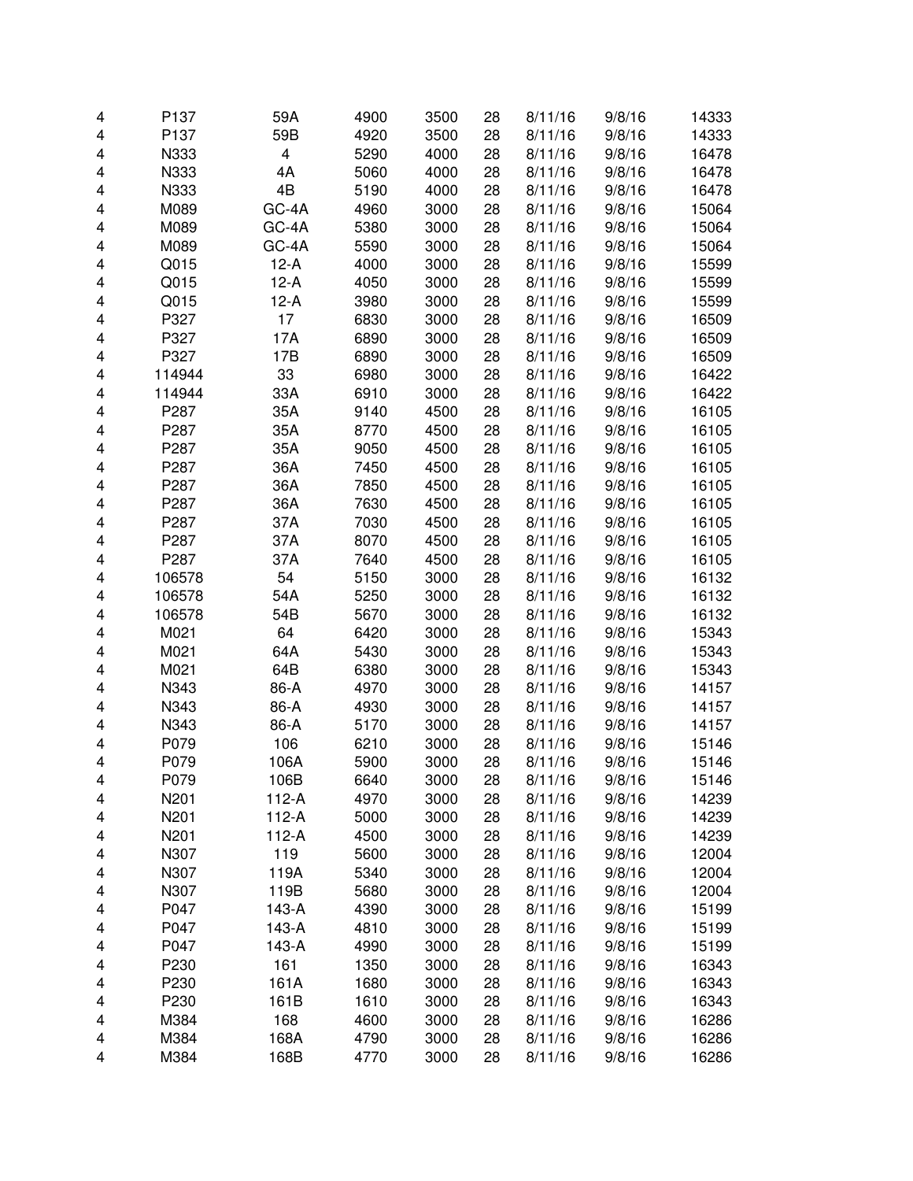| | | | | | | | | |
|---|---|---|---|---|---|---|---|---|
| 4 | P137 | 59A | 4900 | 3500 | 28 | 8/11/16 | 9/8/16 | 14333 |
| 4 | P137 | 59B | 4920 | 3500 | 28 | 8/11/16 | 9/8/16 | 14333 |
| 4 | N333 | 4 | 5290 | 4000 | 28 | 8/11/16 | 9/8/16 | 16478 |
| 4 | N333 | 4A | 5060 | 4000 | 28 | 8/11/16 | 9/8/16 | 16478 |
| 4 | N333 | 4B | 5190 | 4000 | 28 | 8/11/16 | 9/8/16 | 16478 |
| 4 | M089 | GC-4A | 4960 | 3000 | 28 | 8/11/16 | 9/8/16 | 15064 |
| 4 | M089 | GC-4A | 5380 | 3000 | 28 | 8/11/16 | 9/8/16 | 15064 |
| 4 | M089 | GC-4A | 5590 | 3000 | 28 | 8/11/16 | 9/8/16 | 15064 |
| 4 | Q015 | 12-A | 4000 | 3000 | 28 | 8/11/16 | 9/8/16 | 15599 |
| 4 | Q015 | 12-A | 4050 | 3000 | 28 | 8/11/16 | 9/8/16 | 15599 |
| 4 | Q015 | 12-A | 3980 | 3000 | 28 | 8/11/16 | 9/8/16 | 15599 |
| 4 | P327 | 17 | 6830 | 3000 | 28 | 8/11/16 | 9/8/16 | 16509 |
| 4 | P327 | 17A | 6890 | 3000 | 28 | 8/11/16 | 9/8/16 | 16509 |
| 4 | P327 | 17B | 6890 | 3000 | 28 | 8/11/16 | 9/8/16 | 16509 |
| 4 | 114944 | 33 | 6980 | 3000 | 28 | 8/11/16 | 9/8/16 | 16422 |
| 4 | 114944 | 33A | 6910 | 3000 | 28 | 8/11/16 | 9/8/16 | 16422 |
| 4 | P287 | 35A | 9140 | 4500 | 28 | 8/11/16 | 9/8/16 | 16105 |
| 4 | P287 | 35A | 8770 | 4500 | 28 | 8/11/16 | 9/8/16 | 16105 |
| 4 | P287 | 35A | 9050 | 4500 | 28 | 8/11/16 | 9/8/16 | 16105 |
| 4 | P287 | 36A | 7450 | 4500 | 28 | 8/11/16 | 9/8/16 | 16105 |
| 4 | P287 | 36A | 7850 | 4500 | 28 | 8/11/16 | 9/8/16 | 16105 |
| 4 | P287 | 36A | 7630 | 4500 | 28 | 8/11/16 | 9/8/16 | 16105 |
| 4 | P287 | 37A | 7030 | 4500 | 28 | 8/11/16 | 9/8/16 | 16105 |
| 4 | P287 | 37A | 8070 | 4500 | 28 | 8/11/16 | 9/8/16 | 16105 |
| 4 | P287 | 37A | 7640 | 4500 | 28 | 8/11/16 | 9/8/16 | 16105 |
| 4 | 106578 | 54 | 5150 | 3000 | 28 | 8/11/16 | 9/8/16 | 16132 |
| 4 | 106578 | 54A | 5250 | 3000 | 28 | 8/11/16 | 9/8/16 | 16132 |
| 4 | 106578 | 54B | 5670 | 3000 | 28 | 8/11/16 | 9/8/16 | 16132 |
| 4 | M021 | 64 | 6420 | 3000 | 28 | 8/11/16 | 9/8/16 | 15343 |
| 4 | M021 | 64A | 5430 | 3000 | 28 | 8/11/16 | 9/8/16 | 15343 |
| 4 | M021 | 64B | 6380 | 3000 | 28 | 8/11/16 | 9/8/16 | 15343 |
| 4 | N343 | 86-A | 4970 | 3000 | 28 | 8/11/16 | 9/8/16 | 14157 |
| 4 | N343 | 86-A | 4930 | 3000 | 28 | 8/11/16 | 9/8/16 | 14157 |
| 4 | N343 | 86-A | 5170 | 3000 | 28 | 8/11/16 | 9/8/16 | 14157 |
| 4 | P079 | 106 | 6210 | 3000 | 28 | 8/11/16 | 9/8/16 | 15146 |
| 4 | P079 | 106A | 5900 | 3000 | 28 | 8/11/16 | 9/8/16 | 15146 |
| 4 | P079 | 106B | 6640 | 3000 | 28 | 8/11/16 | 9/8/16 | 15146 |
| 4 | N201 | 112-A | 4970 | 3000 | 28 | 8/11/16 | 9/8/16 | 14239 |
| 4 | N201 | 112-A | 5000 | 3000 | 28 | 8/11/16 | 9/8/16 | 14239 |
| 4 | N201 | 112-A | 4500 | 3000 | 28 | 8/11/16 | 9/8/16 | 14239 |
| 4 | N307 | 119 | 5600 | 3000 | 28 | 8/11/16 | 9/8/16 | 12004 |
| 4 | N307 | 119A | 5340 | 3000 | 28 | 8/11/16 | 9/8/16 | 12004 |
| 4 | N307 | 119B | 5680 | 3000 | 28 | 8/11/16 | 9/8/16 | 12004 |
| 4 | P047 | 143-A | 4390 | 3000 | 28 | 8/11/16 | 9/8/16 | 15199 |
| 4 | P047 | 143-A | 4810 | 3000 | 28 | 8/11/16 | 9/8/16 | 15199 |
| 4 | P047 | 143-A | 4990 | 3000 | 28 | 8/11/16 | 9/8/16 | 15199 |
| 4 | P230 | 161 | 1350 | 3000 | 28 | 8/11/16 | 9/8/16 | 16343 |
| 4 | P230 | 161A | 1680 | 3000 | 28 | 8/11/16 | 9/8/16 | 16343 |
| 4 | P230 | 161B | 1610 | 3000 | 28 | 8/11/16 | 9/8/16 | 16343 |
| 4 | M384 | 168 | 4600 | 3000 | 28 | 8/11/16 | 9/8/16 | 16286 |
| 4 | M384 | 168A | 4790 | 3000 | 28 | 8/11/16 | 9/8/16 | 16286 |
| 4 | M384 | 168B | 4770 | 3000 | 28 | 8/11/16 | 9/8/16 | 16286 |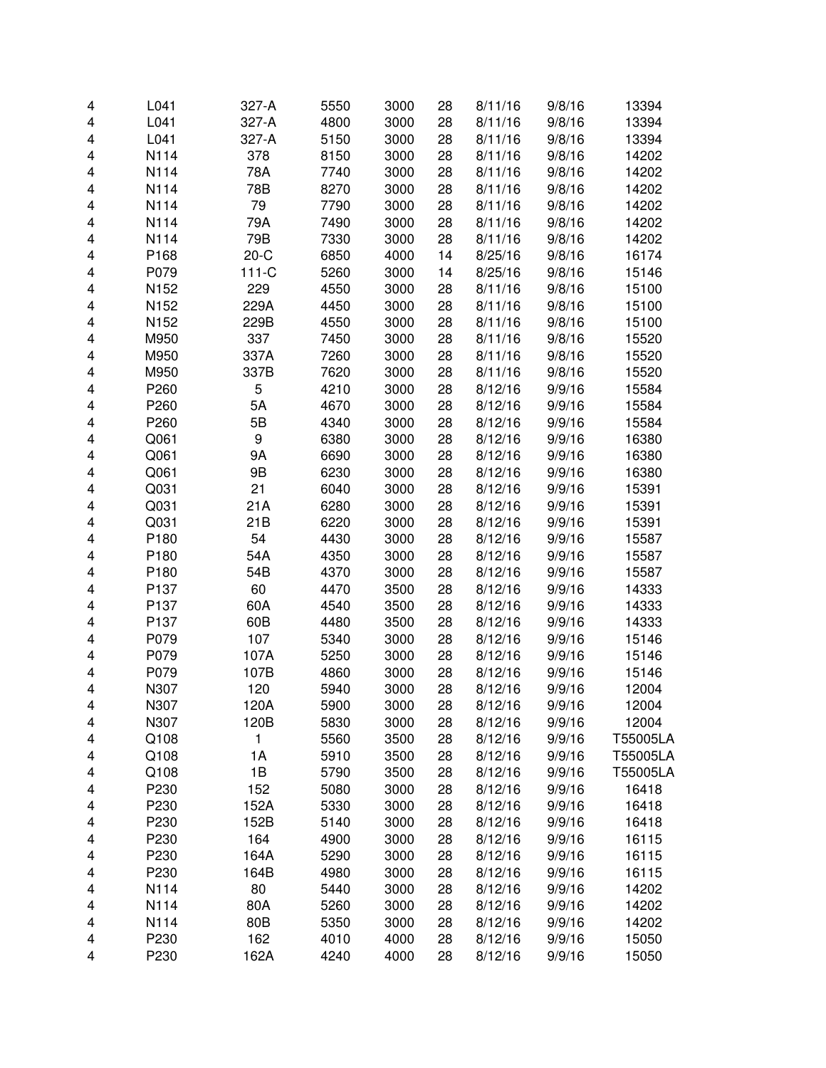| | | | | | | | | |
|---|---|---|---|---|---|---|---|---|
| 4 | L041 | 327-A | 5550 | 3000 | 28 | 8/11/16 | 9/8/16 | 13394 |
| 4 | L041 | 327-A | 4800 | 3000 | 28 | 8/11/16 | 9/8/16 | 13394 |
| 4 | L041 | 327-A | 5150 | 3000 | 28 | 8/11/16 | 9/8/16 | 13394 |
| 4 | N114 | 378 | 8150 | 3000 | 28 | 8/11/16 | 9/8/16 | 14202 |
| 4 | N114 | 78A | 7740 | 3000 | 28 | 8/11/16 | 9/8/16 | 14202 |
| 4 | N114 | 78B | 8270 | 3000 | 28 | 8/11/16 | 9/8/16 | 14202 |
| 4 | N114 | 79 | 7790 | 3000 | 28 | 8/11/16 | 9/8/16 | 14202 |
| 4 | N114 | 79A | 7490 | 3000 | 28 | 8/11/16 | 9/8/16 | 14202 |
| 4 | N114 | 79B | 7330 | 3000 | 28 | 8/11/16 | 9/8/16 | 14202 |
| 4 | P168 | 20-C | 6850 | 4000 | 14 | 8/25/16 | 9/8/16 | 16174 |
| 4 | P079 | 111-C | 5260 | 3000 | 14 | 8/25/16 | 9/8/16 | 15146 |
| 4 | N152 | 229 | 4550 | 3000 | 28 | 8/11/16 | 9/8/16 | 15100 |
| 4 | N152 | 229A | 4450 | 3000 | 28 | 8/11/16 | 9/8/16 | 15100 |
| 4 | N152 | 229B | 4550 | 3000 | 28 | 8/11/16 | 9/8/16 | 15100 |
| 4 | M950 | 337 | 7450 | 3000 | 28 | 8/11/16 | 9/8/16 | 15520 |
| 4 | M950 | 337A | 7260 | 3000 | 28 | 8/11/16 | 9/8/16 | 15520 |
| 4 | M950 | 337B | 7620 | 3000 | 28 | 8/11/16 | 9/8/16 | 15520 |
| 4 | P260 | 5 | 4210 | 3000 | 28 | 8/12/16 | 9/9/16 | 15584 |
| 4 | P260 | 5A | 4670 | 3000 | 28 | 8/12/16 | 9/9/16 | 15584 |
| 4 | P260 | 5B | 4340 | 3000 | 28 | 8/12/16 | 9/9/16 | 15584 |
| 4 | Q061 | 9 | 6380 | 3000 | 28 | 8/12/16 | 9/9/16 | 16380 |
| 4 | Q061 | 9A | 6690 | 3000 | 28 | 8/12/16 | 9/9/16 | 16380 |
| 4 | Q061 | 9B | 6230 | 3000 | 28 | 8/12/16 | 9/9/16 | 16380 |
| 4 | Q031 | 21 | 6040 | 3000 | 28 | 8/12/16 | 9/9/16 | 15391 |
| 4 | Q031 | 21A | 6280 | 3000 | 28 | 8/12/16 | 9/9/16 | 15391 |
| 4 | Q031 | 21B | 6220 | 3000 | 28 | 8/12/16 | 9/9/16 | 15391 |
| 4 | P180 | 54 | 4430 | 3000 | 28 | 8/12/16 | 9/9/16 | 15587 |
| 4 | P180 | 54A | 4350 | 3000 | 28 | 8/12/16 | 9/9/16 | 15587 |
| 4 | P180 | 54B | 4370 | 3000 | 28 | 8/12/16 | 9/9/16 | 15587 |
| 4 | P137 | 60 | 4470 | 3500 | 28 | 8/12/16 | 9/9/16 | 14333 |
| 4 | P137 | 60A | 4540 | 3500 | 28 | 8/12/16 | 9/9/16 | 14333 |
| 4 | P137 | 60B | 4480 | 3500 | 28 | 8/12/16 | 9/9/16 | 14333 |
| 4 | P079 | 107 | 5340 | 3000 | 28 | 8/12/16 | 9/9/16 | 15146 |
| 4 | P079 | 107A | 5250 | 3000 | 28 | 8/12/16 | 9/9/16 | 15146 |
| 4 | P079 | 107B | 4860 | 3000 | 28 | 8/12/16 | 9/9/16 | 15146 |
| 4 | N307 | 120 | 5940 | 3000 | 28 | 8/12/16 | 9/9/16 | 12004 |
| 4 | N307 | 120A | 5900 | 3000 | 28 | 8/12/16 | 9/9/16 | 12004 |
| 4 | N307 | 120B | 5830 | 3000 | 28 | 8/12/16 | 9/9/16 | 12004 |
| 4 | Q108 | 1 | 5560 | 3500 | 28 | 8/12/16 | 9/9/16 | T55005LA |
| 4 | Q108 | 1A | 5910 | 3500 | 28 | 8/12/16 | 9/9/16 | T55005LA |
| 4 | Q108 | 1B | 5790 | 3500 | 28 | 8/12/16 | 9/9/16 | T55005LA |
| 4 | P230 | 152 | 5080 | 3000 | 28 | 8/12/16 | 9/9/16 | 16418 |
| 4 | P230 | 152A | 5330 | 3000 | 28 | 8/12/16 | 9/9/16 | 16418 |
| 4 | P230 | 152B | 5140 | 3000 | 28 | 8/12/16 | 9/9/16 | 16418 |
| 4 | P230 | 164 | 4900 | 3000 | 28 | 8/12/16 | 9/9/16 | 16115 |
| 4 | P230 | 164A | 5290 | 3000 | 28 | 8/12/16 | 9/9/16 | 16115 |
| 4 | P230 | 164B | 4980 | 3000 | 28 | 8/12/16 | 9/9/16 | 16115 |
| 4 | N114 | 80 | 5440 | 3000 | 28 | 8/12/16 | 9/9/16 | 14202 |
| 4 | N114 | 80A | 5260 | 3000 | 28 | 8/12/16 | 9/9/16 | 14202 |
| 4 | N114 | 80B | 5350 | 3000 | 28 | 8/12/16 | 9/9/16 | 14202 |
| 4 | P230 | 162 | 4010 | 4000 | 28 | 8/12/16 | 9/9/16 | 15050 |
| 4 | P230 | 162A | 4240 | 4000 | 28 | 8/12/16 | 9/9/16 | 15050 |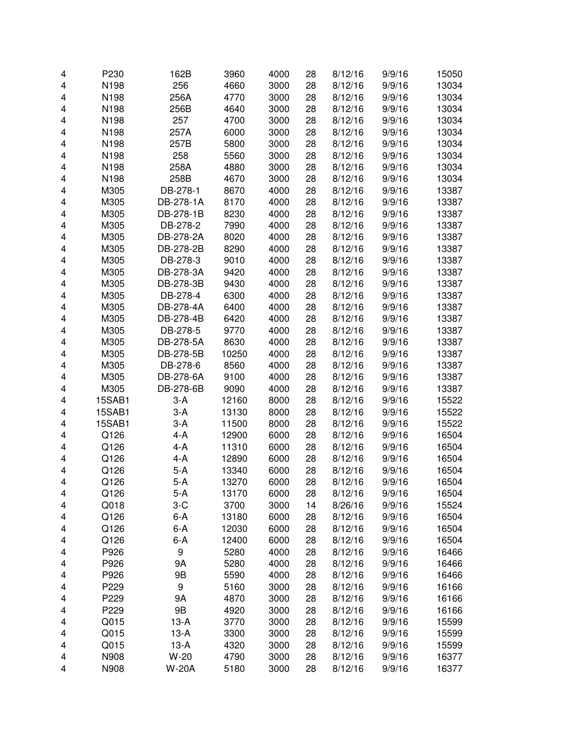| | | | | | | | | |
|---|---|---|---|---|---|---|---|---|
| 4 | P230 | 162B | 3960 | 4000 | 28 | 8/12/16 | 9/9/16 | 15050 |
| 4 | N198 | 256 | 4660 | 3000 | 28 | 8/12/16 | 9/9/16 | 13034 |
| 4 | N198 | 256A | 4770 | 3000 | 28 | 8/12/16 | 9/9/16 | 13034 |
| 4 | N198 | 256B | 4640 | 3000 | 28 | 8/12/16 | 9/9/16 | 13034 |
| 4 | N198 | 257 | 4700 | 3000 | 28 | 8/12/16 | 9/9/16 | 13034 |
| 4 | N198 | 257A | 6000 | 3000 | 28 | 8/12/16 | 9/9/16 | 13034 |
| 4 | N198 | 257B | 5800 | 3000 | 28 | 8/12/16 | 9/9/16 | 13034 |
| 4 | N198 | 258 | 5560 | 3000 | 28 | 8/12/16 | 9/9/16 | 13034 |
| 4 | N198 | 258A | 4880 | 3000 | 28 | 8/12/16 | 9/9/16 | 13034 |
| 4 | N198 | 258B | 4670 | 3000 | 28 | 8/12/16 | 9/9/16 | 13034 |
| 4 | M305 | DB-278-1 | 8670 | 4000 | 28 | 8/12/16 | 9/9/16 | 13387 |
| 4 | M305 | DB-278-1A | 8170 | 4000 | 28 | 8/12/16 | 9/9/16 | 13387 |
| 4 | M305 | DB-278-1B | 8230 | 4000 | 28 | 8/12/16 | 9/9/16 | 13387 |
| 4 | M305 | DB-278-2 | 7990 | 4000 | 28 | 8/12/16 | 9/9/16 | 13387 |
| 4 | M305 | DB-278-2A | 8020 | 4000 | 28 | 8/12/16 | 9/9/16 | 13387 |
| 4 | M305 | DB-278-2B | 8290 | 4000 | 28 | 8/12/16 | 9/9/16 | 13387 |
| 4 | M305 | DB-278-3 | 9010 | 4000 | 28 | 8/12/16 | 9/9/16 | 13387 |
| 4 | M305 | DB-278-3A | 9420 | 4000 | 28 | 8/12/16 | 9/9/16 | 13387 |
| 4 | M305 | DB-278-3B | 9430 | 4000 | 28 | 8/12/16 | 9/9/16 | 13387 |
| 4 | M305 | DB-278-4 | 6300 | 4000 | 28 | 8/12/16 | 9/9/16 | 13387 |
| 4 | M305 | DB-278-4A | 6400 | 4000 | 28 | 8/12/16 | 9/9/16 | 13387 |
| 4 | M305 | DB-278-4B | 6420 | 4000 | 28 | 8/12/16 | 9/9/16 | 13387 |
| 4 | M305 | DB-278-5 | 9770 | 4000 | 28 | 8/12/16 | 9/9/16 | 13387 |
| 4 | M305 | DB-278-5A | 8630 | 4000 | 28 | 8/12/16 | 9/9/16 | 13387 |
| 4 | M305 | DB-278-5B | 10250 | 4000 | 28 | 8/12/16 | 9/9/16 | 13387 |
| 4 | M305 | DB-278-6 | 8560 | 4000 | 28 | 8/12/16 | 9/9/16 | 13387 |
| 4 | M305 | DB-278-6A | 9100 | 4000 | 28 | 8/12/16 | 9/9/16 | 13387 |
| 4 | M305 | DB-278-6B | 9090 | 4000 | 28 | 8/12/16 | 9/9/16 | 13387 |
| 4 | 15SAB1 | 3-A | 12160 | 8000 | 28 | 8/12/16 | 9/9/16 | 15522 |
| 4 | 15SAB1 | 3-A | 13130 | 8000 | 28 | 8/12/16 | 9/9/16 | 15522 |
| 4 | 15SAB1 | 3-A | 11500 | 8000 | 28 | 8/12/16 | 9/9/16 | 15522 |
| 4 | Q126 | 4-A | 12900 | 6000 | 28 | 8/12/16 | 9/9/16 | 16504 |
| 4 | Q126 | 4-A | 11310 | 6000 | 28 | 8/12/16 | 9/9/16 | 16504 |
| 4 | Q126 | 4-A | 12890 | 6000 | 28 | 8/12/16 | 9/9/16 | 16504 |
| 4 | Q126 | 5-A | 13340 | 6000 | 28 | 8/12/16 | 9/9/16 | 16504 |
| 4 | Q126 | 5-A | 13270 | 6000 | 28 | 8/12/16 | 9/9/16 | 16504 |
| 4 | Q126 | 5-A | 13170 | 6000 | 28 | 8/12/16 | 9/9/16 | 16504 |
| 4 | Q018 | 3-C | 3700 | 3000 | 14 | 8/26/16 | 9/9/16 | 15524 |
| 4 | Q126 | 6-A | 13180 | 6000 | 28 | 8/12/16 | 9/9/16 | 16504 |
| 4 | Q126 | 6-A | 12030 | 6000 | 28 | 8/12/16 | 9/9/16 | 16504 |
| 4 | Q126 | 6-A | 12400 | 6000 | 28 | 8/12/16 | 9/9/16 | 16504 |
| 4 | P926 | 9 | 5280 | 4000 | 28 | 8/12/16 | 9/9/16 | 16466 |
| 4 | P926 | 9A | 5280 | 4000 | 28 | 8/12/16 | 9/9/16 | 16466 |
| 4 | P926 | 9B | 5590 | 4000 | 28 | 8/12/16 | 9/9/16 | 16466 |
| 4 | P229 | 9 | 5160 | 3000 | 28 | 8/12/16 | 9/9/16 | 16166 |
| 4 | P229 | 9A | 4870 | 3000 | 28 | 8/12/16 | 9/9/16 | 16166 |
| 4 | P229 | 9B | 4920 | 3000 | 28 | 8/12/16 | 9/9/16 | 16166 |
| 4 | Q015 | 13-A | 3770 | 3000 | 28 | 8/12/16 | 9/9/16 | 15599 |
| 4 | Q015 | 13-A | 3300 | 3000 | 28 | 8/12/16 | 9/9/16 | 15599 |
| 4 | Q015 | 13-A | 4320 | 3000 | 28 | 8/12/16 | 9/9/16 | 15599 |
| 4 | N908 | W-20 | 4790 | 3000 | 28 | 8/12/16 | 9/9/16 | 16377 |
| 4 | N908 | W-20A | 5180 | 3000 | 28 | 8/12/16 | 9/9/16 | 16377 |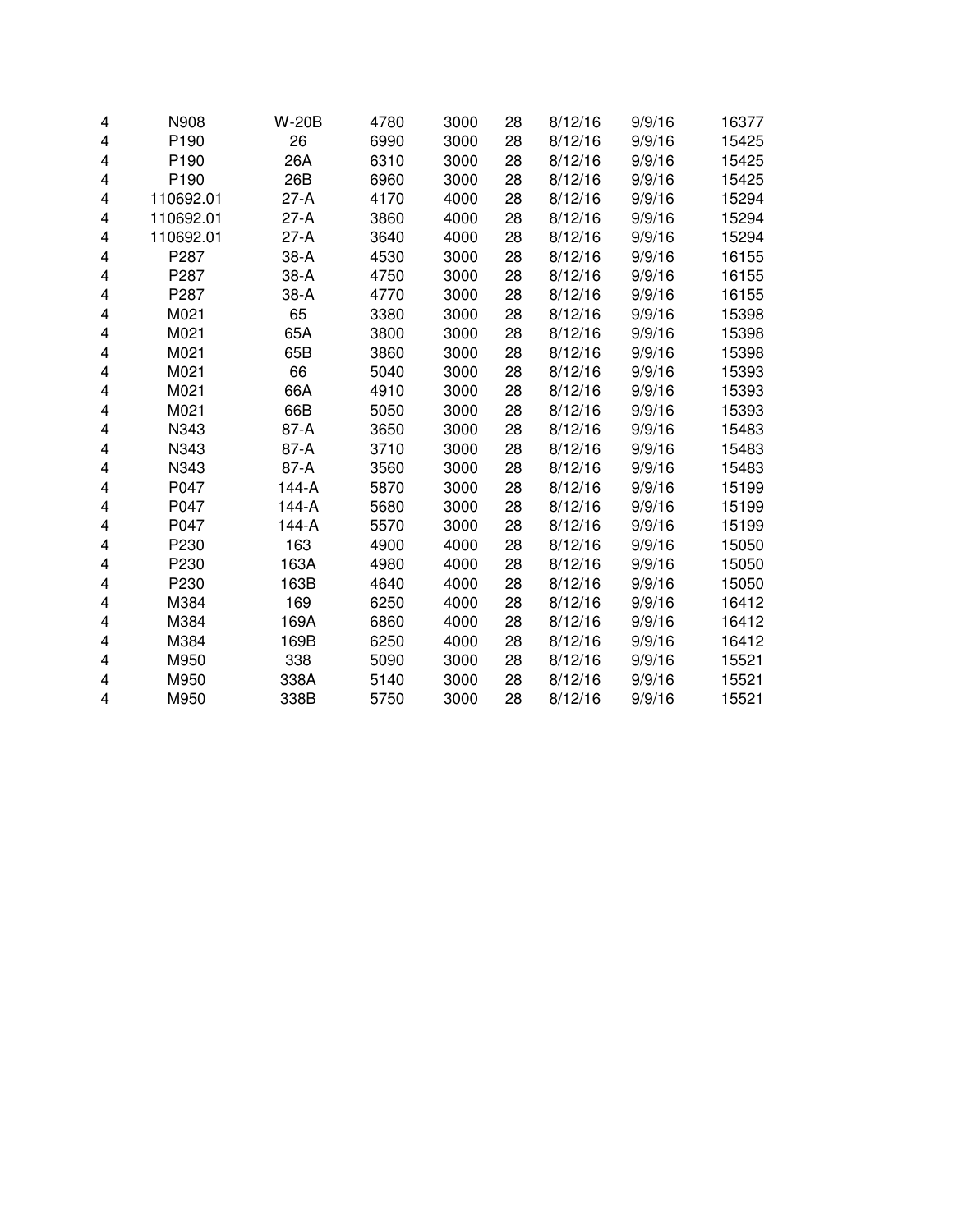| | | | | | | | | |
|---|---|---|---|---|---|---|---|---|
| 4 | N908 | W-20B | 4780 | 3000 | 28 | 8/12/16 | 9/9/16 | 16377 |
| 4 | P190 | 26 | 6990 | 3000 | 28 | 8/12/16 | 9/9/16 | 15425 |
| 4 | P190 | 26A | 6310 | 3000 | 28 | 8/12/16 | 9/9/16 | 15425 |
| 4 | P190 | 26B | 6960 | 3000 | 28 | 8/12/16 | 9/9/16 | 15425 |
| 4 | 110692.01 | 27-A | 4170 | 4000 | 28 | 8/12/16 | 9/9/16 | 15294 |
| 4 | 110692.01 | 27-A | 3860 | 4000 | 28 | 8/12/16 | 9/9/16 | 15294 |
| 4 | 110692.01 | 27-A | 3640 | 4000 | 28 | 8/12/16 | 9/9/16 | 15294 |
| 4 | P287 | 38-A | 4530 | 3000 | 28 | 8/12/16 | 9/9/16 | 16155 |
| 4 | P287 | 38-A | 4750 | 3000 | 28 | 8/12/16 | 9/9/16 | 16155 |
| 4 | P287 | 38-A | 4770 | 3000 | 28 | 8/12/16 | 9/9/16 | 16155 |
| 4 | M021 | 65 | 3380 | 3000 | 28 | 8/12/16 | 9/9/16 | 15398 |
| 4 | M021 | 65A | 3800 | 3000 | 28 | 8/12/16 | 9/9/16 | 15398 |
| 4 | M021 | 65B | 3860 | 3000 | 28 | 8/12/16 | 9/9/16 | 15398 |
| 4 | M021 | 66 | 5040 | 3000 | 28 | 8/12/16 | 9/9/16 | 15393 |
| 4 | M021 | 66A | 4910 | 3000 | 28 | 8/12/16 | 9/9/16 | 15393 |
| 4 | M021 | 66B | 5050 | 3000 | 28 | 8/12/16 | 9/9/16 | 15393 |
| 4 | N343 | 87-A | 3650 | 3000 | 28 | 8/12/16 | 9/9/16 | 15483 |
| 4 | N343 | 87-A | 3710 | 3000 | 28 | 8/12/16 | 9/9/16 | 15483 |
| 4 | N343 | 87-A | 3560 | 3000 | 28 | 8/12/16 | 9/9/16 | 15483 |
| 4 | P047 | 144-A | 5870 | 3000 | 28 | 8/12/16 | 9/9/16 | 15199 |
| 4 | P047 | 144-A | 5680 | 3000 | 28 | 8/12/16 | 9/9/16 | 15199 |
| 4 | P047 | 144-A | 5570 | 3000 | 28 | 8/12/16 | 9/9/16 | 15199 |
| 4 | P230 | 163 | 4900 | 4000 | 28 | 8/12/16 | 9/9/16 | 15050 |
| 4 | P230 | 163A | 4980 | 4000 | 28 | 8/12/16 | 9/9/16 | 15050 |
| 4 | P230 | 163B | 4640 | 4000 | 28 | 8/12/16 | 9/9/16 | 15050 |
| 4 | M384 | 169 | 6250 | 4000 | 28 | 8/12/16 | 9/9/16 | 16412 |
| 4 | M384 | 169A | 6860 | 4000 | 28 | 8/12/16 | 9/9/16 | 16412 |
| 4 | M384 | 169B | 6250 | 4000 | 28 | 8/12/16 | 9/9/16 | 16412 |
| 4 | M950 | 338 | 5090 | 3000 | 28 | 8/12/16 | 9/9/16 | 15521 |
| 4 | M950 | 338A | 5140 | 3000 | 28 | 8/12/16 | 9/9/16 | 15521 |
| 4 | M950 | 338B | 5750 | 3000 | 28 | 8/12/16 | 9/9/16 | 15521 |